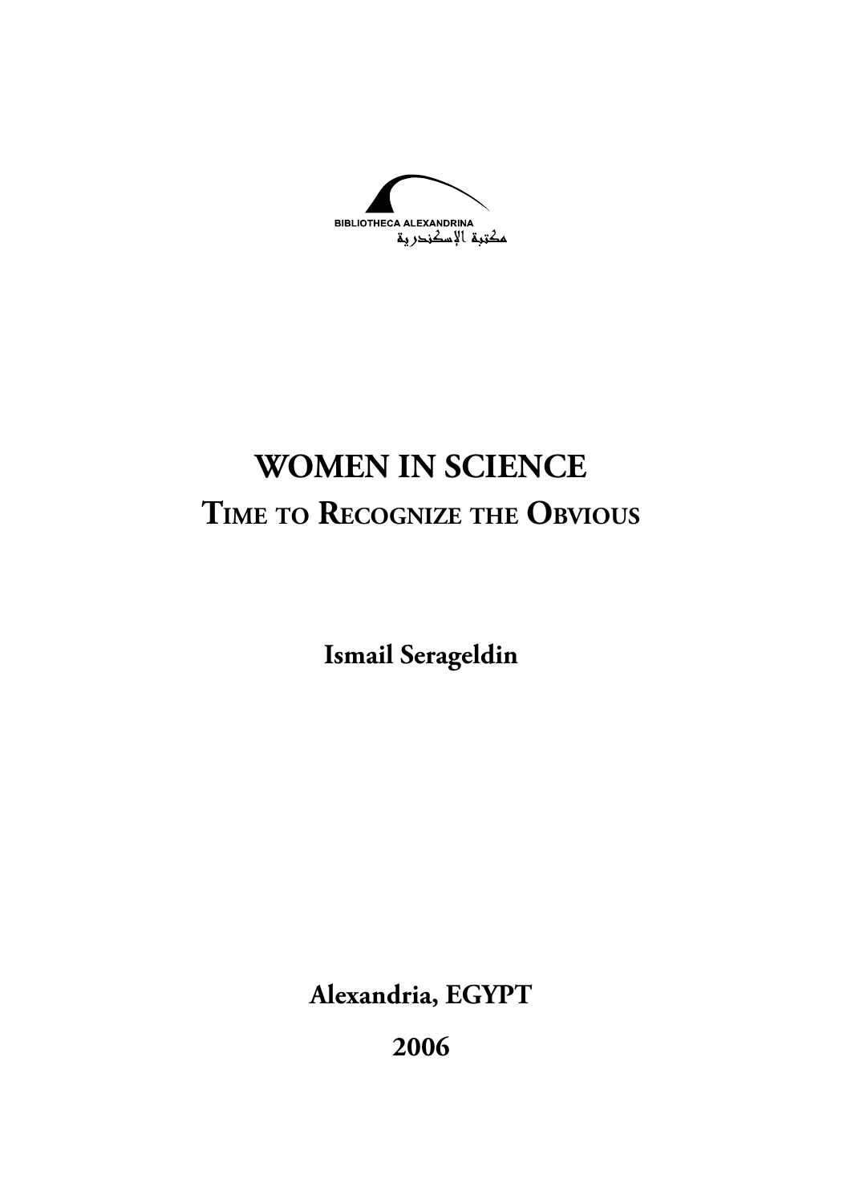BIBLIOTHECA ALEXANDRINA

مكتبة الإسكندرية

# WOMEN IN SCIENCE

## TIME TO RECOGNIZE THE OBVIOUS

**Ismail Serageldin**

**Alexandria, EGYPT**

**2006**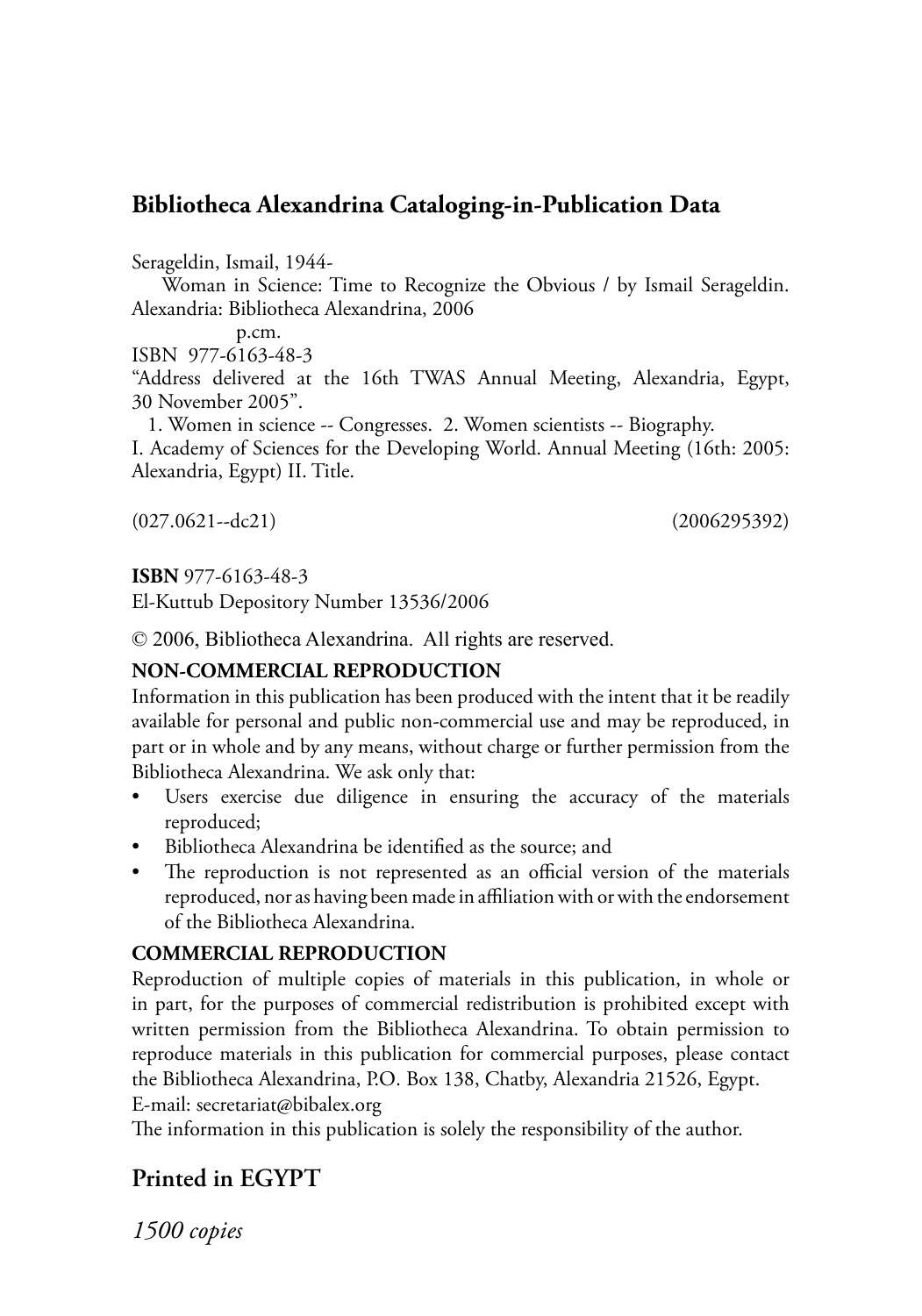## Bibliotheca Alexandrina Cataloging-in-Publication Data

Serageldin, Ismail, 1944-

Woman in Science: Time to Recognize the Obvious / by Ismail Serageldin. Alexandria: Bibliotheca Alexandrina, 2006

p.cm.

ISBN 977-6163-48-3

"Address delivered at the 16th TWAS Annual Meeting, Alexandria, Egypt, 30 November 2005".

1. Women in science -- Congresses. 2. Women scientists -- Biography.

I. Academy of Sciences for the Developing World. Annual Meeting (16th: 2005: Alexandria, Egypt) II. Title.

(027.0621--dc21) (2006295392)

**ISBN** 977-6163-48-3

El-Kuttub Depository Number 13536/2006

© 2006, Bibliotheca Alexandrina. All rights are reserved.

**NON-COMMERCIAL REPRODUCTION**

Information in this publication has been produced with the intent that it be readily available for personal and public non-commercial use and may be reproduced, in part or in whole and by any means, without charge or further permission from the Bibliotheca Alexandrina. We ask only that:

- Users exercise due diligence in ensuring the accuracy of the materials reproduced;
- Bibliotheca Alexandrina be identified as the source; and
- The reproduction is not represented as an official version of the materials reproduced, nor as having been made in affiliation with or with the endorsement of the Bibliotheca Alexandrina.

**COMMERCIAL REPRODUCTION**

Reproduction of multiple copies of materials in this publication, in whole or in part, for the purposes of commercial redistribution is prohibited except with written permission from the Bibliotheca Alexandrina. To obtain permission to reproduce materials in this publication for commercial purposes, please contact the Bibliotheca Alexandrina, P.O. Box 138, Chatby, Alexandria 21526, Egypt.

E-mail: secretariat@bibalex.org

The information in this publication is solely the responsibility of the author.

## Printed in EGYPT

*1500 copies*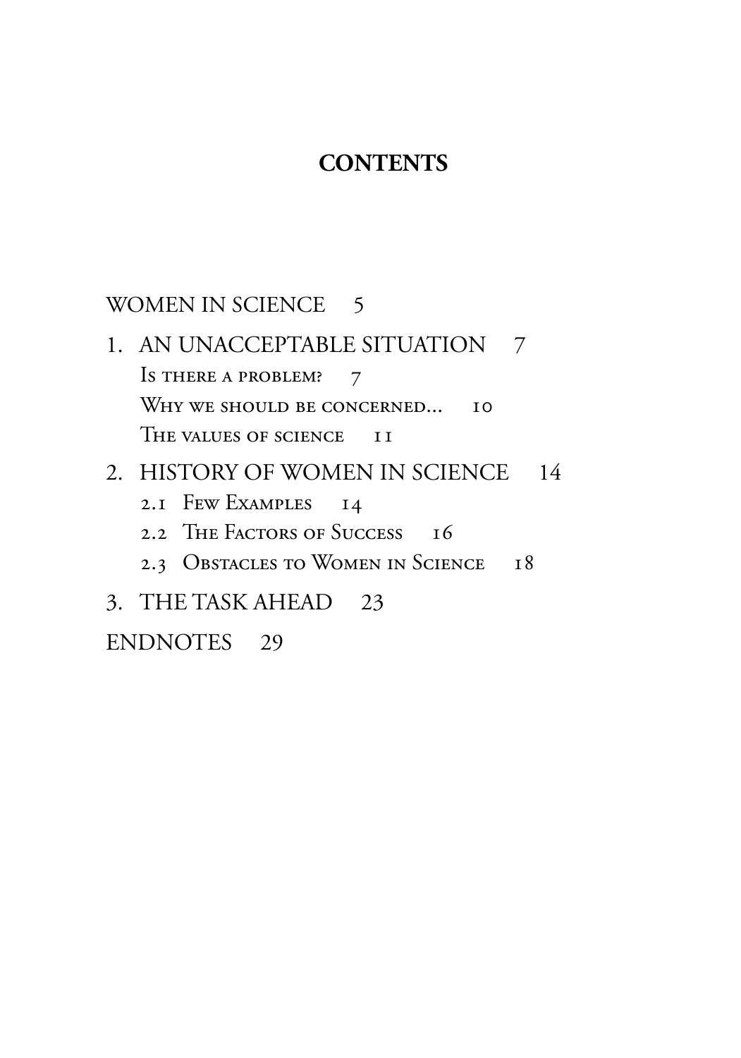# CONTENTS

WOMEN IN SCIENCE 5

1. AN UNACCEPTABLE SITUATION 7
   - Is there a problem? 7
   - Why we should be concerned... 10
   - The values of science 11
2. HISTORY OF WOMEN IN SCIENCE 14
   - 2.1 Few Examples 14
   - 2.2 The Factors of Success 16
   - 2.3 Obstacles to Women in Science 18
3. THE TASK AHEAD 23

ENDNOTES 29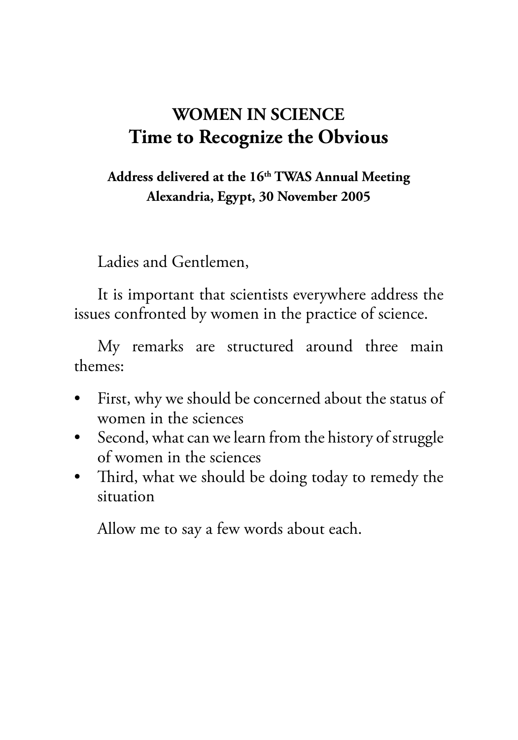# WOMEN IN SCIENCE
# Time to Recognize the Obvious

**Address delivered at the 16th TWAS Annual Meeting Alexandria, Egypt, 30 November 2005**

Ladies and Gentlemen,

It is important that scientists everywhere address the issues confronted by women in the practice of science.

My remarks are structured around three main themes:

- First, why we should be concerned about the status of women in the sciences
- Second, what can we learn from the history of struggle of women in the sciences
- Third, what we should be doing today to remedy the situation

Allow me to say a few words about each.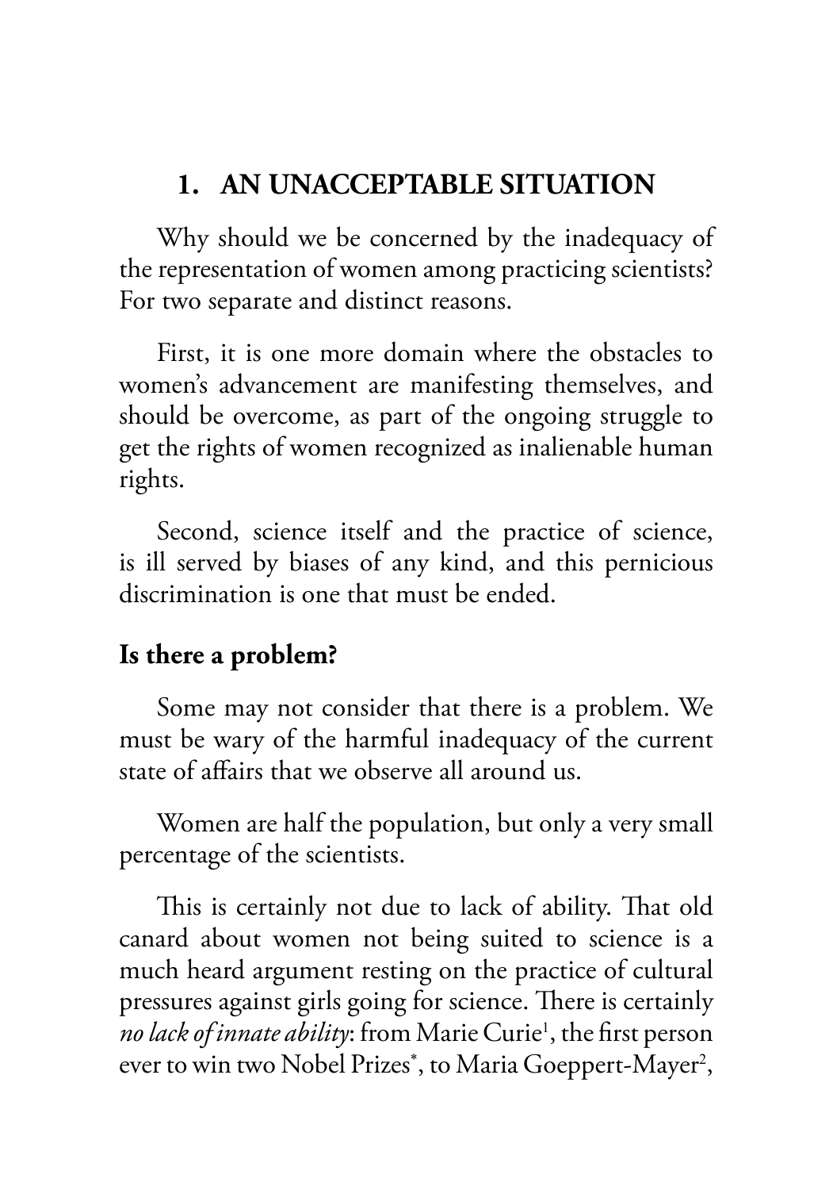# 1. AN UNACCEPTABLE SITUATION

Why should we be concerned by the inadequacy of the representation of women among practicing scientists? For two separate and distinct reasons.

First, it is one more domain where the obstacles to women's advancement are manifesting themselves, and should be overcome, as part of the ongoing struggle to get the rights of women recognized as inalienable human rights.

Second, science itself and the practice of science, is ill served by biases of any kind, and this pernicious discrimination is one that must be ended.

## Is there a problem?

Some may not consider that there is a problem. We must be wary of the harmful inadequacy of the current state of affairs that we observe all around us.

Women are half the population, but only a very small percentage of the scientists.

This is certainly not due to lack of ability. That old canard about women not being suited to science is a much heard argument resting on the practice of cultural pressures against girls going for science. There is certainly *no lack of innate ability*: from Marie Curie[1], the first person ever to win two Nobel Prizes[*], to Maria Goeppert-Mayer[2],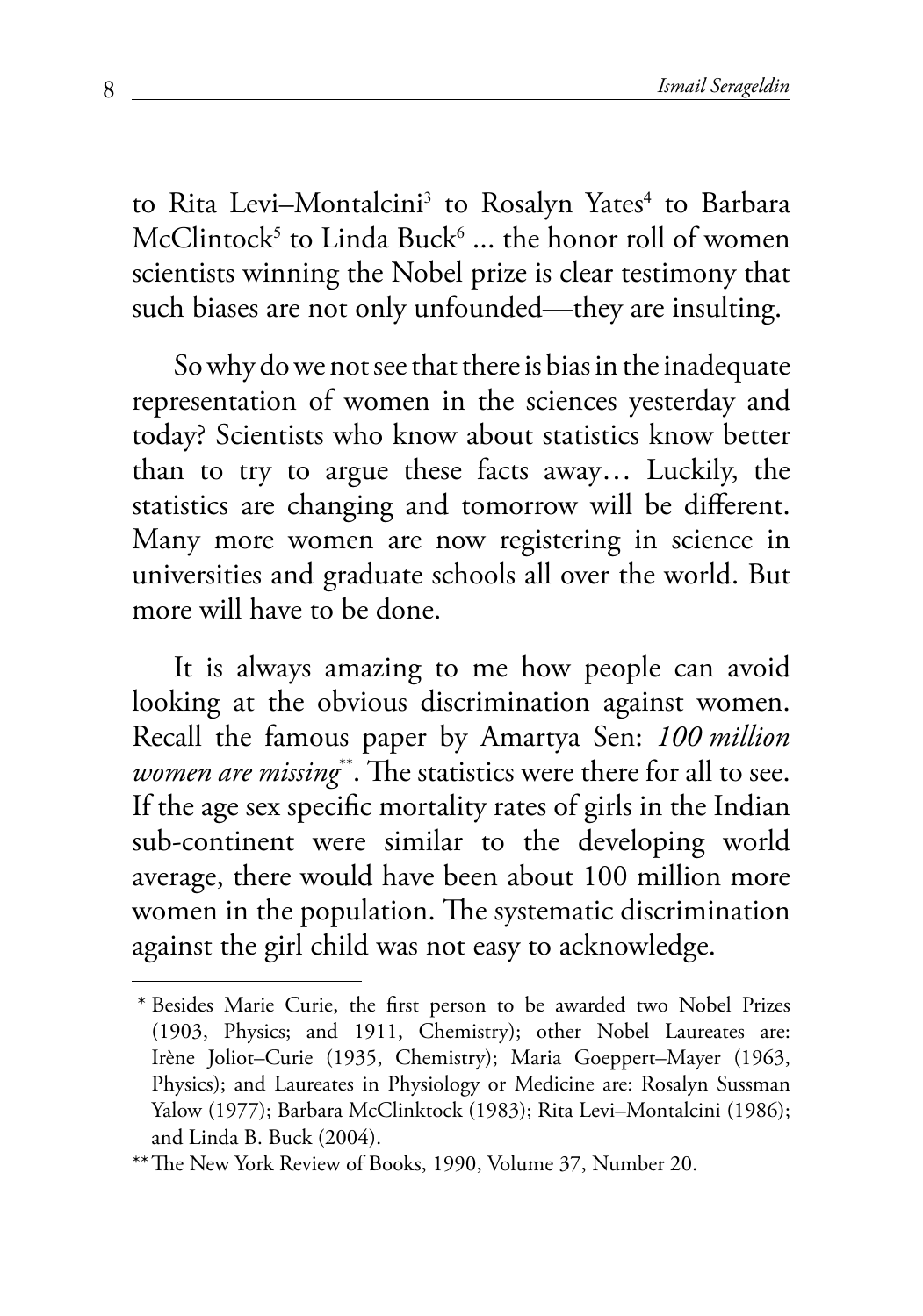to Rita Levi–Montalcini[3] to Rosalyn Yates[4] to Barbara McClintock[5] to Linda Buck[6] ... the honor roll of women scientists winning the Nobel prize is clear testimony that such biases are not only unfounded—they are insulting.

So why do we not see that there is bias in the inadequate representation of women in the sciences yesterday and today? Scientists who know about statistics know better than to try to argue these facts away… Luckily, the statistics are changing and tomorrow will be different. Many more women are now registering in science in universities and graduate schools all over the world. But more will have to be done.

It is always amazing to me how people can avoid looking at the obvious discrimination against women. Recall the famous paper by Amartya Sen: *100 million women are missing*[**]. The statistics were there for all to see. If the age sex specific mortality rates of girls in the Indian sub-continent were similar to the developing world average, there would have been about 100 million more women in the population. The systematic discrimination against the girl child was not easy to acknowledge.

---

\* Besides Marie Curie, the first person to be awarded two Nobel Prizes (1903, Physics; and 1911, Chemistry); other Nobel Laureates are: Irène Joliot–Curie (1935, Chemistry); Maria Goeppert–Mayer (1963, Physics); and Laureates in Physiology or Medicine are: Rosalyn Sussman Yalow (1977); Barbara McClinktock (1983); Rita Levi–Montalcini (1986); and Linda B. Buck (2004).

\*\* The New York Review of Books, 1990, Volume 37, Number 20.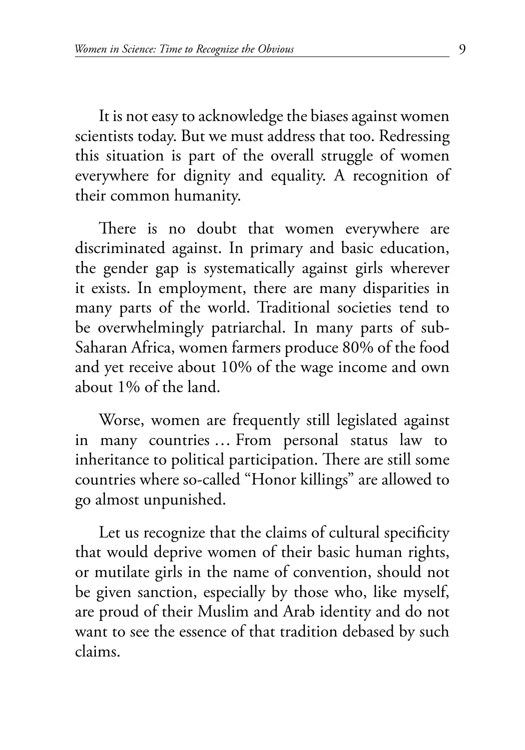It is not easy to acknowledge the biases against women scientists today. But we must address that too. Redressing this situation is part of the overall struggle of women everywhere for dignity and equality. A recognition of their common humanity.

There is no doubt that women everywhere are discriminated against. In primary and basic education, the gender gap is systematically against girls wherever it exists. In employment, there are many disparities in many parts of the world. Traditional societies tend to be overwhelmingly patriarchal. In many parts of sub-Saharan Africa, women farmers produce 80% of the food and yet receive about 10% of the wage income and own about 1% of the land.

Worse, women are frequently still legislated against in many countries … From personal status law to inheritance to political participation. There are still some countries where so-called "Honor killings" are allowed to go almost unpunished.

Let us recognize that the claims of cultural specificity that would deprive women of their basic human rights, or mutilate girls in the name of convention, should not be given sanction, especially by those who, like myself, are proud of their Muslim and Arab identity and do not want to see the essence of that tradition debased by such claims.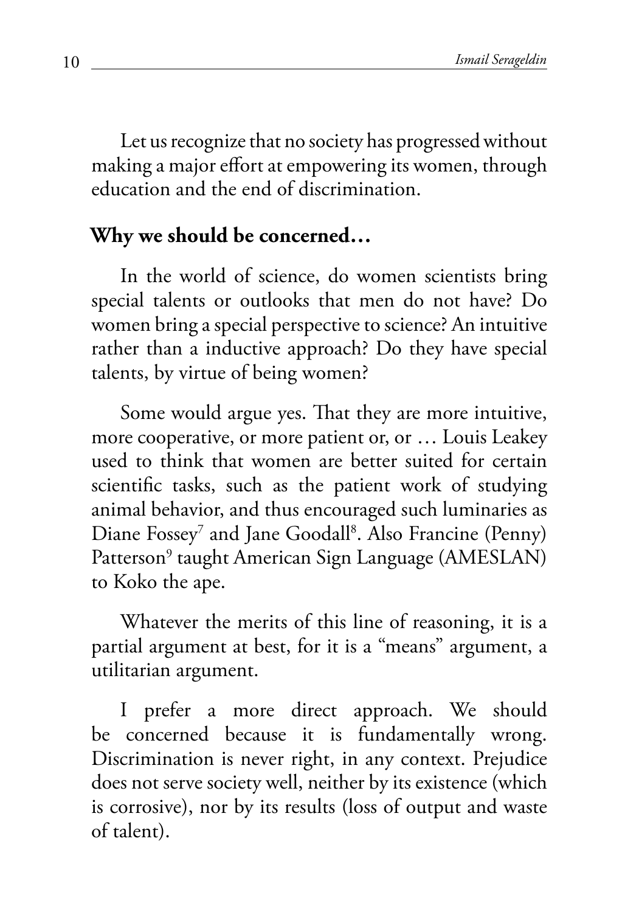Let us recognize that no society has progressed without making a major effort at empowering its women, through education and the end of discrimination.

## Why we should be concerned…

In the world of science, do women scientists bring special talents or outlooks that men do not have? Do women bring a special perspective to science? An intuitive rather than a inductive approach? Do they have special talents, by virtue of being women?

Some would argue yes. That they are more intuitive, more cooperative, or more patient or, or … Louis Leakey used to think that women are better suited for certain scientific tasks, such as the patient work of studying animal behavior, and thus encouraged such luminaries as Diane Fossey[7] and Jane Goodall[8]. Also Francine (Penny) Patterson[9] taught American Sign Language (AMESLAN) to Koko the ape.

Whatever the merits of this line of reasoning, it is a partial argument at best, for it is a "means" argument, a utilitarian argument.

I prefer a more direct approach. We should be concerned because it is fundamentally wrong. Discrimination is never right, in any context. Prejudice does not serve society well, neither by its existence (which is corrosive), nor by its results (loss of output and waste of talent).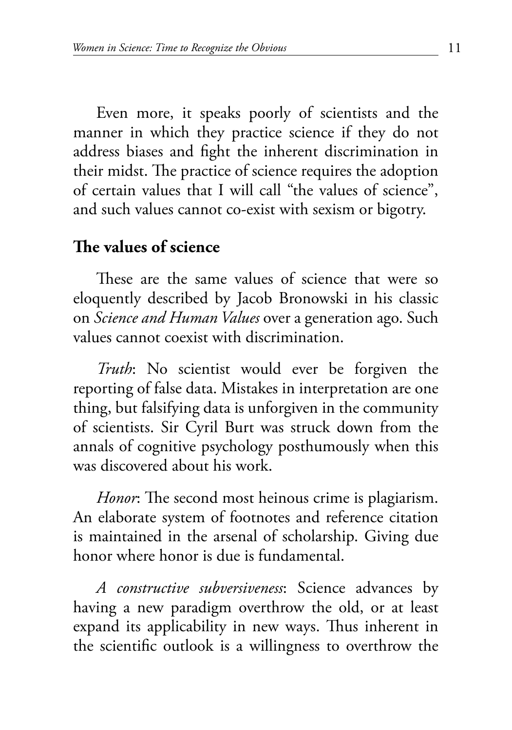Even more, it speaks poorly of scientists and the manner in which they practice science if they do not address biases and fight the inherent discrimination in their midst. The practice of science requires the adoption of certain values that I will call "the values of science", and such values cannot co-exist with sexism or bigotry.

## The values of science

These are the same values of science that were so eloquently described by Jacob Bronowski in his classic on *Science and Human Values* over a generation ago. Such values cannot coexist with discrimination.

*Truth*: No scientist would ever be forgiven the reporting of false data. Mistakes in interpretation are one thing, but falsifying data is unforgiven in the community of scientists. Sir Cyril Burt was struck down from the annals of cognitive psychology posthumously when this was discovered about his work.

*Honor*: The second most heinous crime is plagiarism. An elaborate system of footnotes and reference citation is maintained in the arsenal of scholarship. Giving due honor where honor is due is fundamental.

*A constructive subversiveness*: Science advances by having a new paradigm overthrow the old, or at least expand its applicability in new ways. Thus inherent in the scientific outlook is a willingness to overthrow the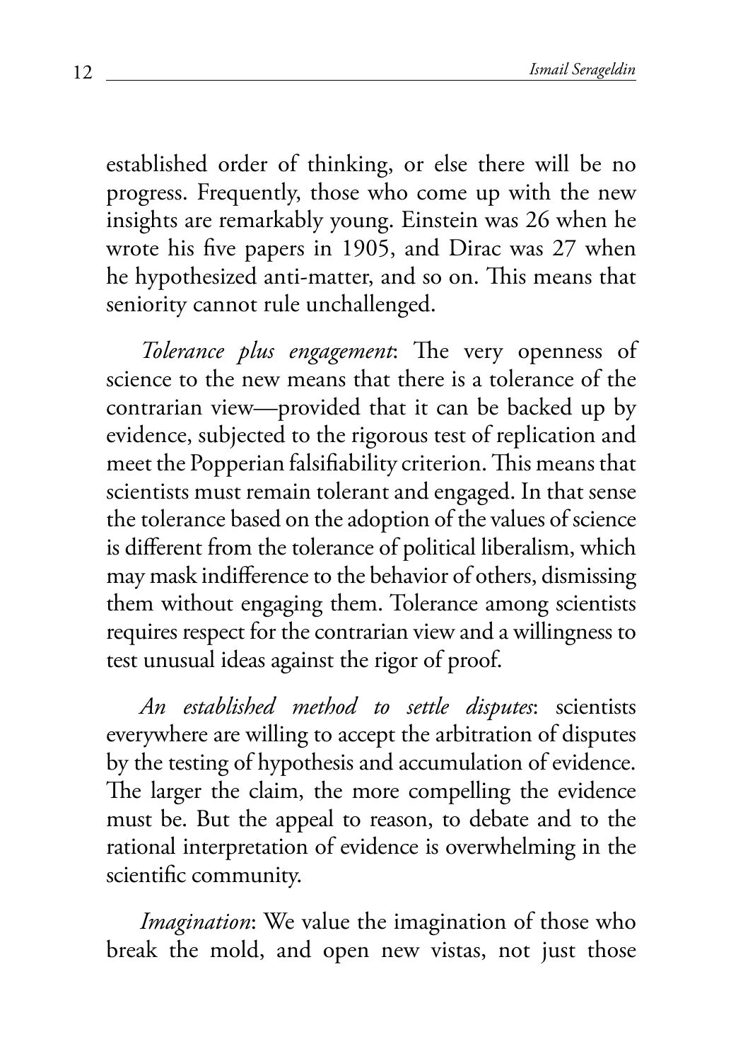established order of thinking, or else there will be no progress. Frequently, those who come up with the new insights are remarkably young. Einstein was 26 when he wrote his five papers in 1905, and Dirac was 27 when he hypothesized anti-matter, and so on. This means that seniority cannot rule unchallenged.

*Tolerance plus engagement*: The very openness of science to the new means that there is a tolerance of the contrarian view—provided that it can be backed up by evidence, subjected to the rigorous test of replication and meet the Popperian falsifiability criterion. This means that scientists must remain tolerant and engaged. In that sense the tolerance based on the adoption of the values of science is different from the tolerance of political liberalism, which may mask indifference to the behavior of others, dismissing them without engaging them. Tolerance among scientists requires respect for the contrarian view and a willingness to test unusual ideas against the rigor of proof.

*An established method to settle disputes*: scientists everywhere are willing to accept the arbitration of disputes by the testing of hypothesis and accumulation of evidence. The larger the claim, the more compelling the evidence must be. But the appeal to reason, to debate and to the rational interpretation of evidence is overwhelming in the scientific community.

*Imagination*: We value the imagination of those who break the mold, and open new vistas, not just those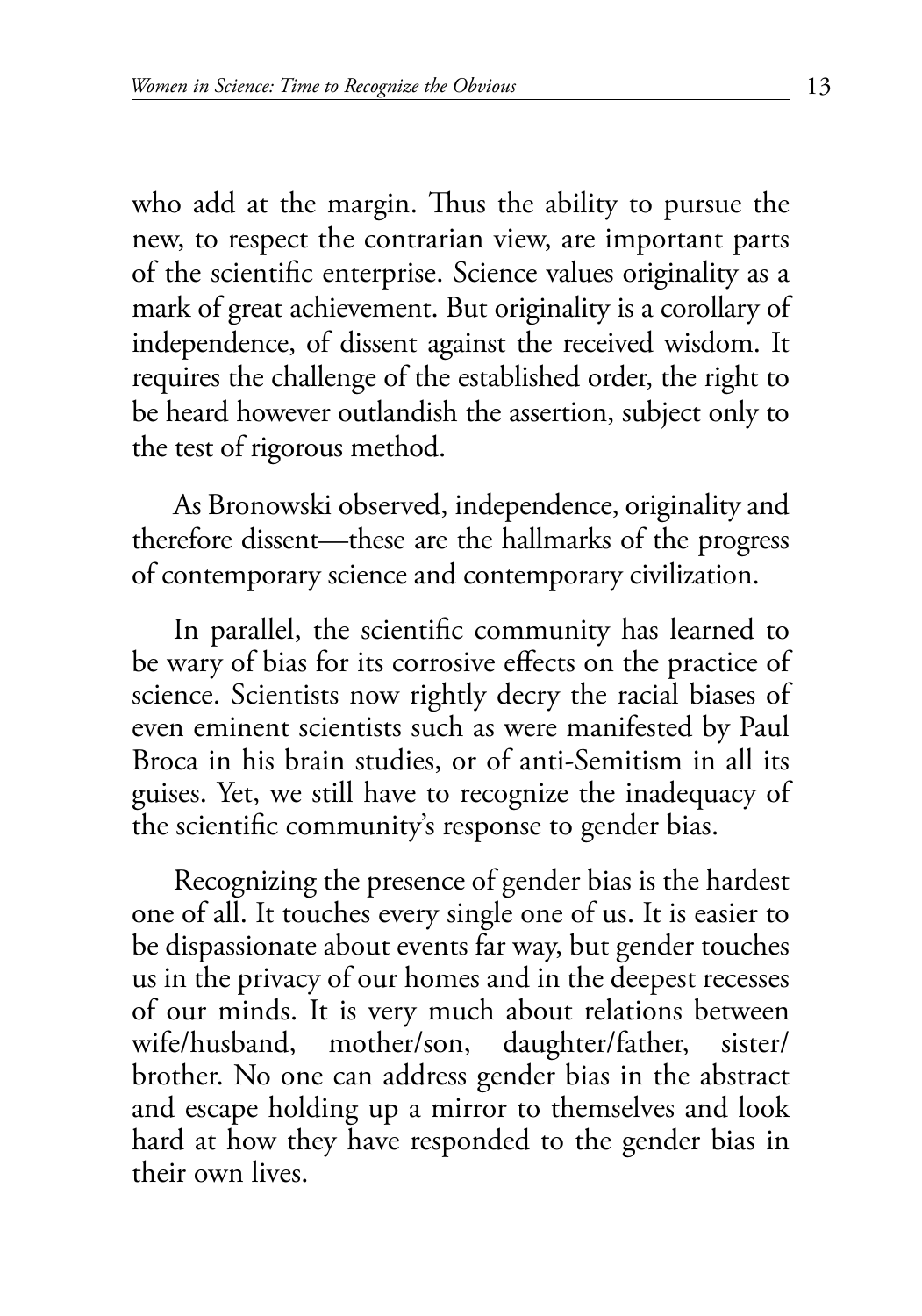who add at the margin. Thus the ability to pursue the new, to respect the contrarian view, are important parts of the scientific enterprise. Science values originality as a mark of great achievement. But originality is a corollary of independence, of dissent against the received wisdom. It requires the challenge of the established order, the right to be heard however outlandish the assertion, subject only to the test of rigorous method.

As Bronowski observed, independence, originality and therefore dissent—these are the hallmarks of the progress of contemporary science and contemporary civilization.

In parallel, the scientific community has learned to be wary of bias for its corrosive effects on the practice of science. Scientists now rightly decry the racial biases of even eminent scientists such as were manifested by Paul Broca in his brain studies, or of anti-Semitism in all its guises. Yet, we still have to recognize the inadequacy of the scientific community's response to gender bias.

Recognizing the presence of gender bias is the hardest one of all. It touches every single one of us. It is easier to be dispassionate about events far way, but gender touches us in the privacy of our homes and in the deepest recesses of our minds. It is very much about relations between wife/husband, mother/son, daughter/father, sister/brother. No one can address gender bias in the abstract and escape holding up a mirror to themselves and look hard at how they have responded to the gender bias in their own lives.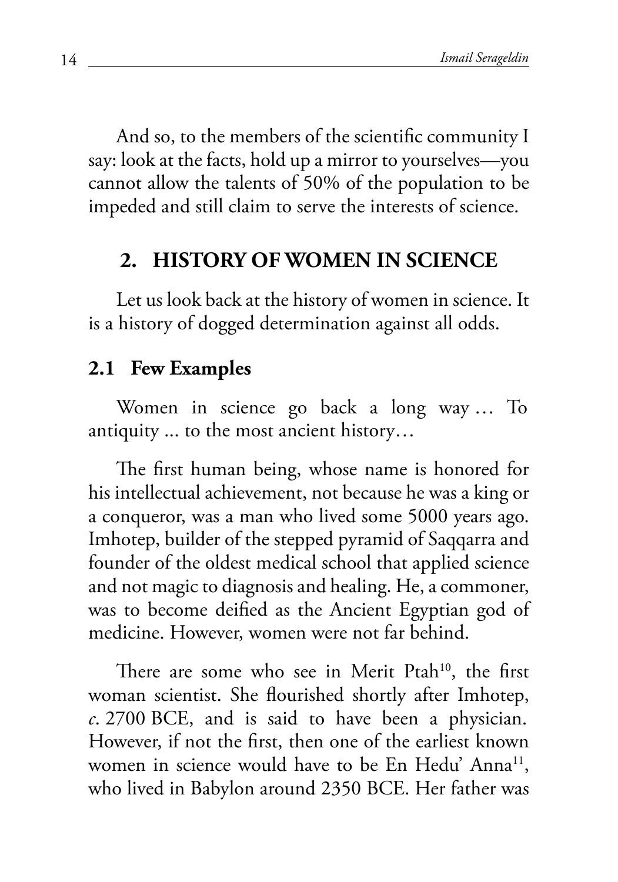And so, to the members of the scientific community I say: look at the facts, hold up a mirror to yourselves—you cannot allow the talents of 50% of the population to be impeded and still claim to serve the interests of science.

## 2. HISTORY OF WOMEN IN SCIENCE

Let us look back at the history of women in science. It is a history of dogged determination against all odds.

### 2.1 Few Examples

Women in science go back a long way … To antiquity ... to the most ancient history…

The first human being, whose name is honored for his intellectual achievement, not because he was a king or a conqueror, was a man who lived some 5000 years ago. Imhotep, builder of the stepped pyramid of Saqqarra and founder of the oldest medical school that applied science and not magic to diagnosis and healing. He, a commoner, was to become deified as the Ancient Egyptian god of medicine. However, women were not far behind.

There are some who see in Merit Ptah[10], the first woman scientist. She flourished shortly after Imhotep, *c*. 2700 BCE, and is said to have been a physician. However, if not the first, then one of the earliest known women in science would have to be En Hedu' Anna[11], who lived in Babylon around 2350 BCE. Her father was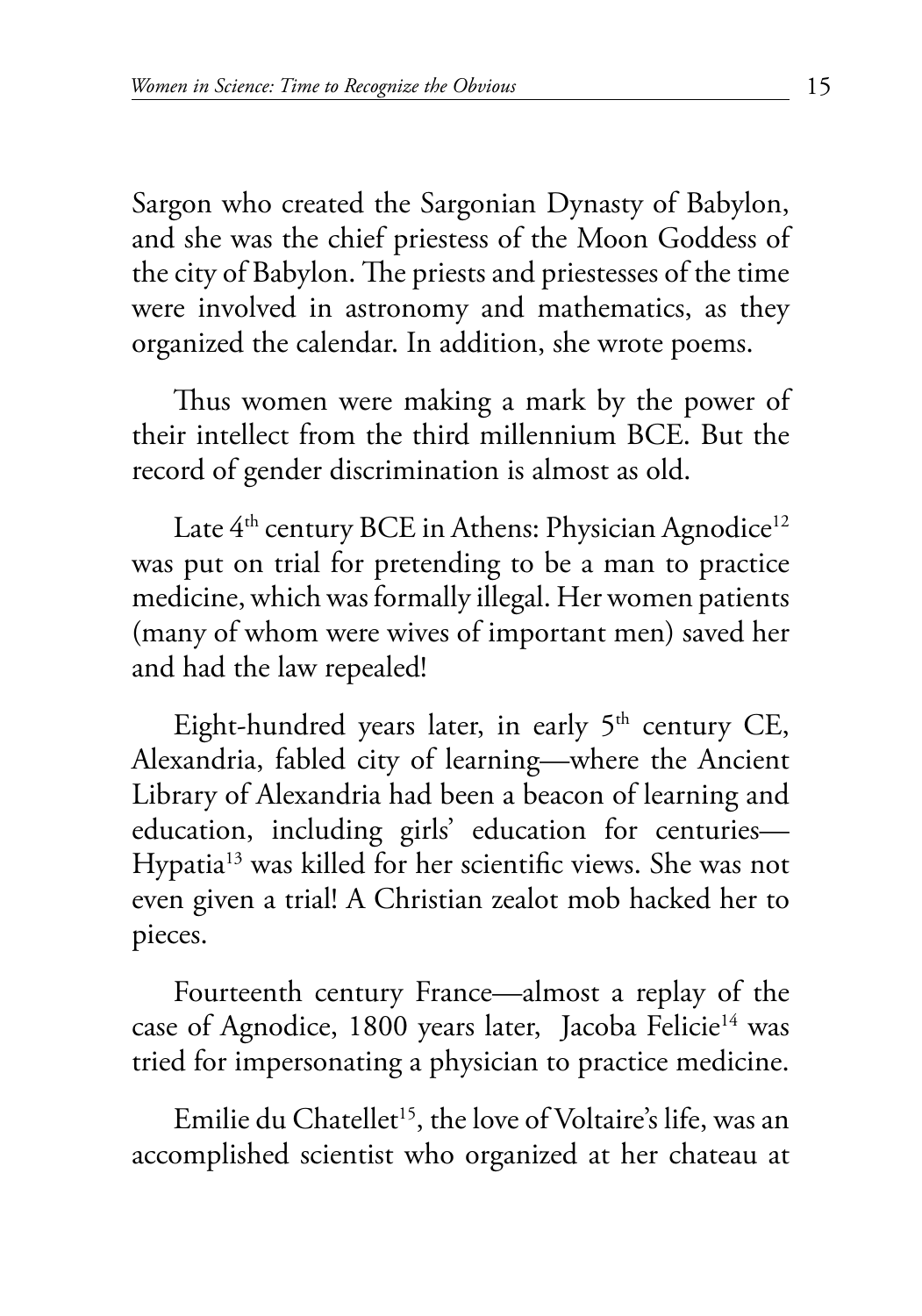Sargon who created the Sargonian Dynasty of Babylon, and she was the chief priestess of the Moon Goddess of the city of Babylon. The priests and priestesses of the time were involved in astronomy and mathematics, as they organized the calendar. In addition, she wrote poems.

Thus women were making a mark by the power of their intellect from the third millennium BCE. But the record of gender discrimination is almost as old.

Late 4th century BCE in Athens: Physician Agnodice[12] was put on trial for pretending to be a man to practice medicine, which was formally illegal. Her women patients (many of whom were wives of important men) saved her and had the law repealed!

Eight-hundred years later, in early 5th century CE, Alexandria, fabled city of learning—where the Ancient Library of Alexandria had been a beacon of learning and education, including girls' education for centuries—Hypatia[13] was killed for her scientific views. She was not even given a trial! A Christian zealot mob hacked her to pieces.

Fourteenth century France—almost a replay of the case of Agnodice, 1800 years later, Jacoba Felicie[14] was tried for impersonating a physician to practice medicine.

Emilie du Chatellet[15], the love of Voltaire's life, was an accomplished scientist who organized at her chateau at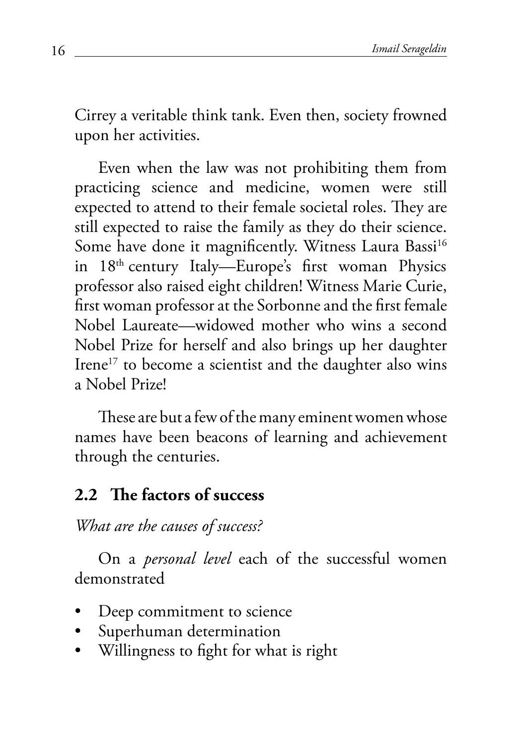Cirrey a veritable think tank. Even then, society frowned upon her activities.

Even when the law was not prohibiting them from practicing science and medicine, women were still expected to attend to their female societal roles. They are still expected to raise the family as they do their science. Some have done it magnificently. Witness Laura Bassi[16] in 18th century Italy—Europe's first woman Physics professor also raised eight children! Witness Marie Curie, first woman professor at the Sorbonne and the first female Nobel Laureate—widowed mother who wins a second Nobel Prize for herself and also brings up her daughter Irene[17] to become a scientist and the daughter also wins a Nobel Prize!

These are but a few of the many eminent women whose names have been beacons of learning and achievement through the centuries.

## 2.2 The factors of success

*What are the causes of success?*

On a *personal level* each of the successful women demonstrated

- Deep commitment to science
- Superhuman determination
- Willingness to fight for what is right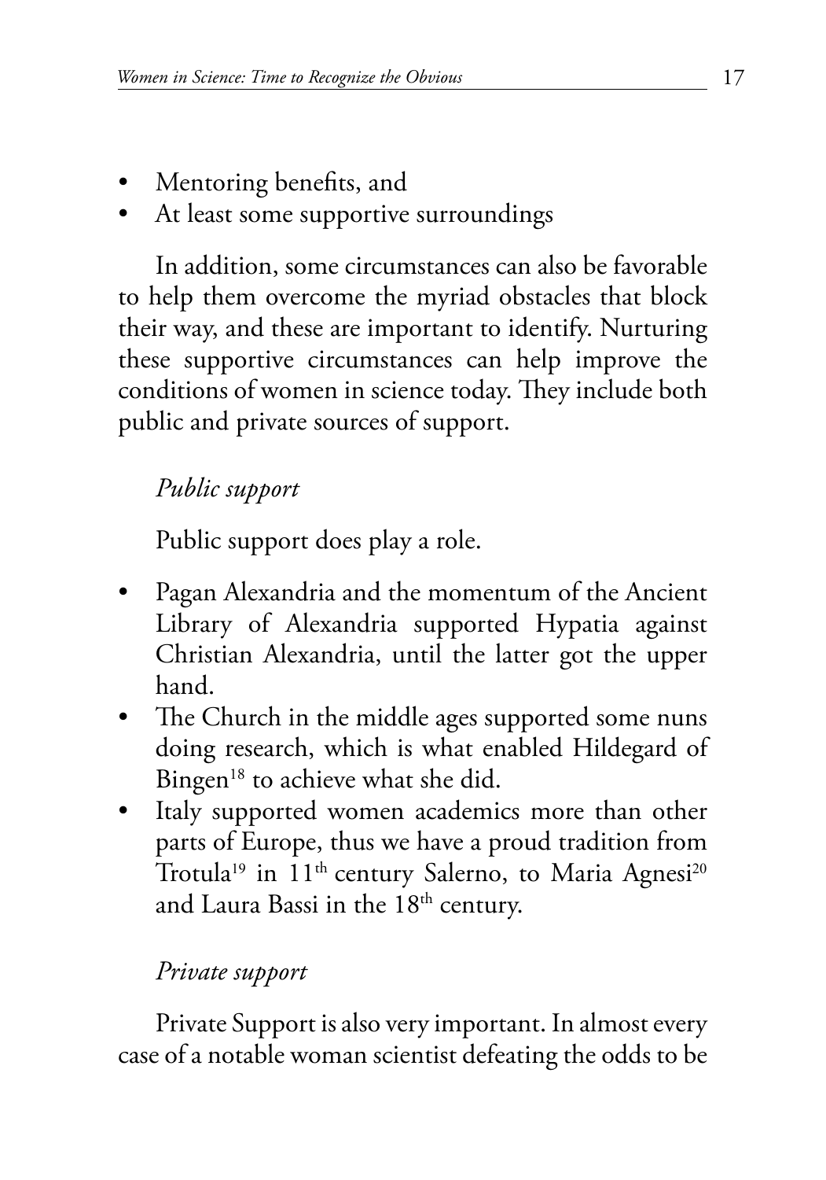- Mentoring benefits, and
- At least some supportive surroundings

In addition, some circumstances can also be favorable to help them overcome the myriad obstacles that block their way, and these are important to identify. Nurturing these supportive circumstances can help improve the conditions of women in science today. They include both public and private sources of support.

*Public support*

Public support does play a role.

- Pagan Alexandria and the momentum of the Ancient Library of Alexandria supported Hypatia against Christian Alexandria, until the latter got the upper hand.
- The Church in the middle ages supported some nuns doing research, which is what enabled Hildegard of Bingen[18] to achieve what she did.
- Italy supported women academics more than other parts of Europe, thus we have a proud tradition from Trotula[19] in 11$^{th}$ century Salerno, to Maria Agnesi[20] and Laura Bassi in the 18$^{th}$ century.

*Private support*

Private Support is also very important. In almost every case of a notable woman scientist defeating the odds to be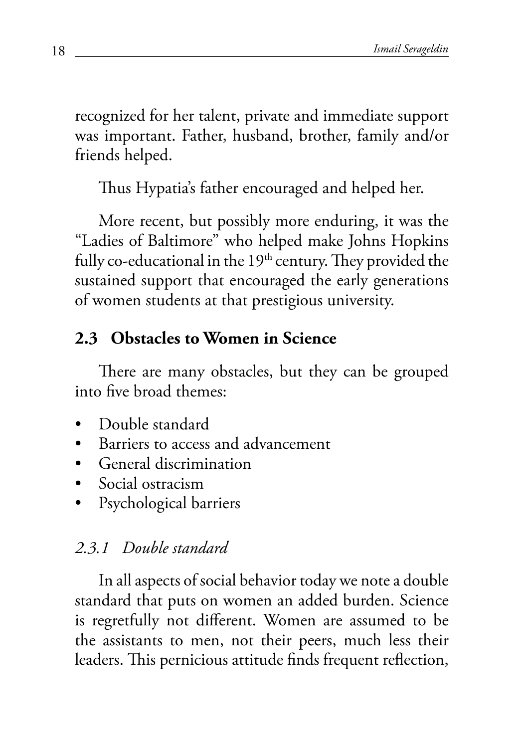recognized for her talent, private and immediate support was important. Father, husband, brother, family and/or friends helped.

Thus Hypatia's father encouraged and helped her.

More recent, but possibly more enduring, it was the "Ladies of Baltimore" who helped make Johns Hopkins fully co-educational in the 19th century. They provided the sustained support that encouraged the early generations of women students at that prestigious university.

## 2.3 Obstacles to Women in Science

There are many obstacles, but they can be grouped into five broad themes:

- Double standard
- Barriers to access and advancement
- General discrimination
- Social ostracism
- Psychological barriers

### *2.3.1 Double standard*

In all aspects of social behavior today we note a double standard that puts on women an added burden. Science is regretfully not different. Women are assumed to be the assistants to men, not their peers, much less their leaders. This pernicious attitude finds frequent reflection,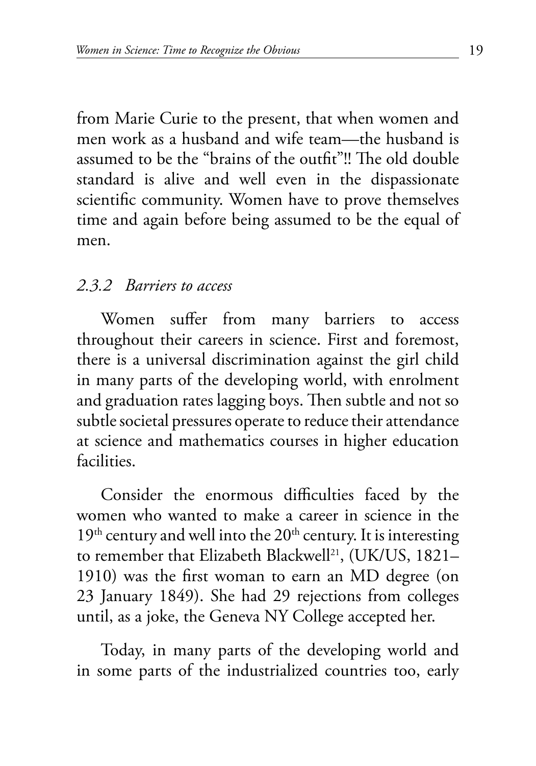from Marie Curie to the present, that when women and men work as a husband and wife team—the husband is assumed to be the "brains of the outfit"!! The old double standard is alive and well even in the dispassionate scientific community. Women have to prove themselves time and again before being assumed to be the equal of men.

### *2.3.2 Barriers to access*

Women suffer from many barriers to access throughout their careers in science. First and foremost, there is a universal discrimination against the girl child in many parts of the developing world, with enrolment and graduation rates lagging boys. Then subtle and not so subtle societal pressures operate to reduce their attendance at science and mathematics courses in higher education facilities.

Consider the enormous difficulties faced by the women who wanted to make a career in science in the 19th century and well into the 20th century. It is interesting to remember that Elizabeth Blackwell[21], (UK/US, 1821–1910) was the first woman to earn an MD degree (on 23 January 1849). She had 29 rejections from colleges until, as a joke, the Geneva NY College accepted her.

Today, in many parts of the developing world and in some parts of the industrialized countries too, early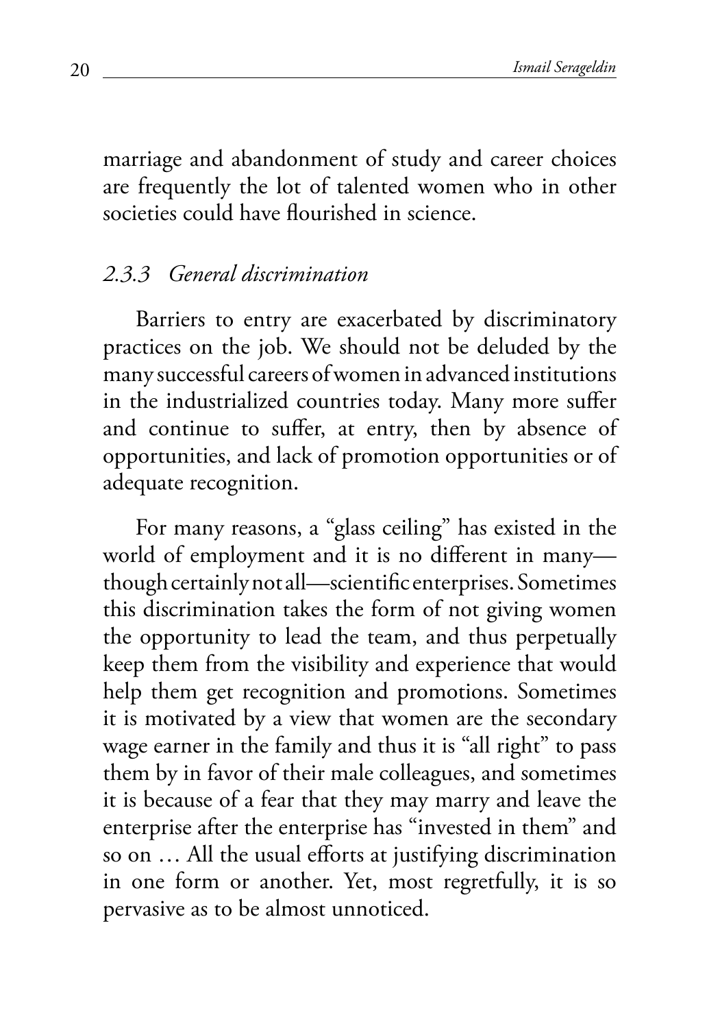marriage and abandonment of study and career choices are frequently the lot of talented women who in other societies could have flourished in science.

### *2.3.3 General discrimination*

Barriers to entry are exacerbated by discriminatory practices on the job. We should not be deluded by the many successful careers of women in advanced institutions in the industrialized countries today. Many more suffer and continue to suffer, at entry, then by absence of opportunities, and lack of promotion opportunities or of adequate recognition.

For many reasons, a "glass ceiling" has existed in the world of employment and it is no different in many—though certainly not all—scientific enterprises. Sometimes this discrimination takes the form of not giving women the opportunity to lead the team, and thus perpetually keep them from the visibility and experience that would help them get recognition and promotions. Sometimes it is motivated by a view that women are the secondary wage earner in the family and thus it is "all right" to pass them by in favor of their male colleagues, and sometimes it is because of a fear that they may marry and leave the enterprise after the enterprise has "invested in them" and so on … All the usual efforts at justifying discrimination in one form or another. Yet, most regretfully, it is so pervasive as to be almost unnoticed.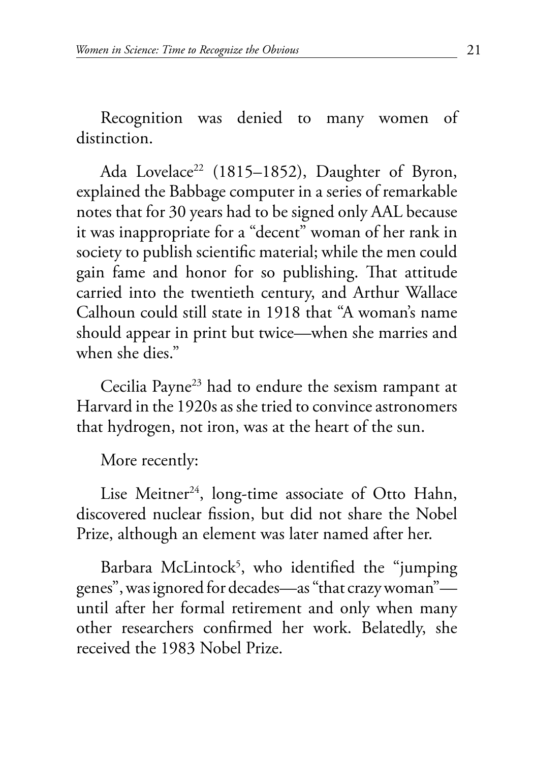Recognition was denied to many women of distinction.

Ada Lovelace[22] (1815–1852), Daughter of Byron, explained the Babbage computer in a series of remarkable notes that for 30 years had to be signed only AAL because it was inappropriate for a "decent" woman of her rank in society to publish scientific material; while the men could gain fame and honor for so publishing. That attitude carried into the twentieth century, and Arthur Wallace Calhoun could still state in 1918 that "A woman's name should appear in print but twice—when she marries and when she dies."

Cecilia Payne[23] had to endure the sexism rampant at Harvard in the 1920s as she tried to convince astronomers that hydrogen, not iron, was at the heart of the sun.

More recently:

Lise Meitner[24], long-time associate of Otto Hahn, discovered nuclear fission, but did not share the Nobel Prize, although an element was later named after her.

Barbara McLintock[5], who identified the "jumping genes", was ignored for decades—as "that crazy woman"—until after her formal retirement and only when many other researchers confirmed her work. Belatedly, she received the 1983 Nobel Prize.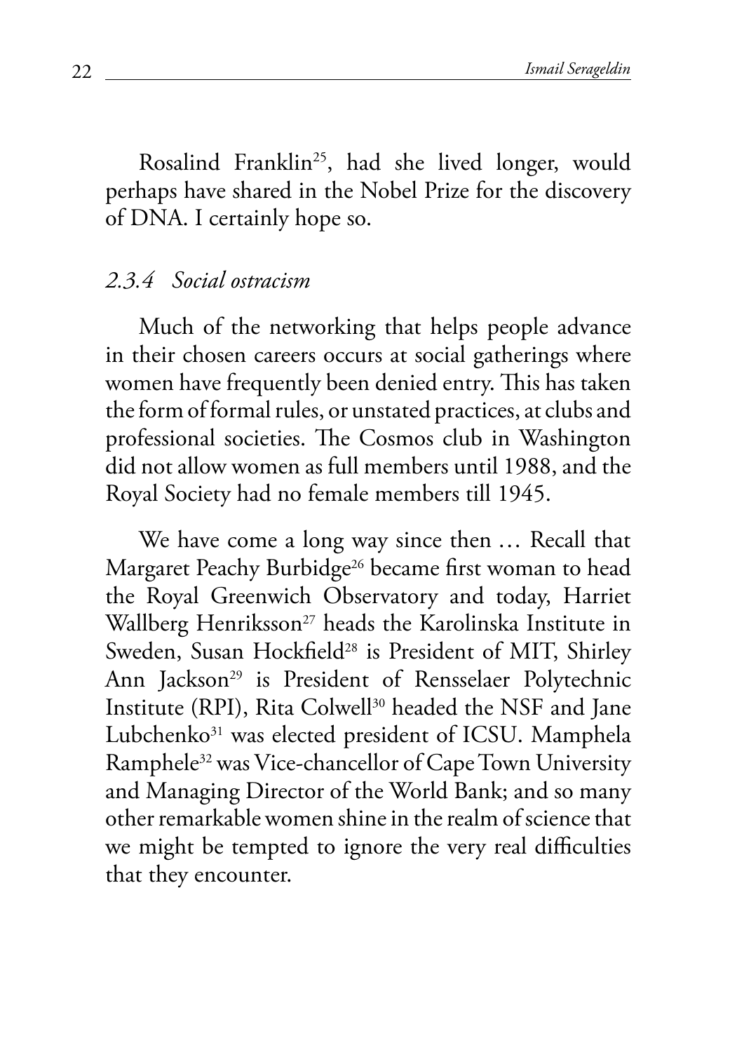Rosalind Franklin[25], had she lived longer, would perhaps have shared in the Nobel Prize for the discovery of DNA. I certainly hope so.

### *2.3.4 Social ostracism*

Much of the networking that helps people advance in their chosen careers occurs at social gatherings where women have frequently been denied entry. This has taken the form of formal rules, or unstated practices, at clubs and professional societies. The Cosmos club in Washington did not allow women as full members until 1988, and the Royal Society had no female members till 1945.

We have come a long way since then … Recall that Margaret Peachy Burbidge[26] became first woman to head the Royal Greenwich Observatory and today, Harriet Wallberg Henriksson[27] heads the Karolinska Institute in Sweden, Susan Hockfield[28] is President of MIT, Shirley Ann Jackson[29] is President of Rensselaer Polytechnic Institute (RPI), Rita Colwell[30] headed the NSF and Jane Lubchenko[31] was elected president of ICSU. Mamphela Ramphele[32] was Vice-chancellor of Cape Town University and Managing Director of the World Bank; and so many other remarkable women shine in the realm of science that we might be tempted to ignore the very real difficulties that they encounter.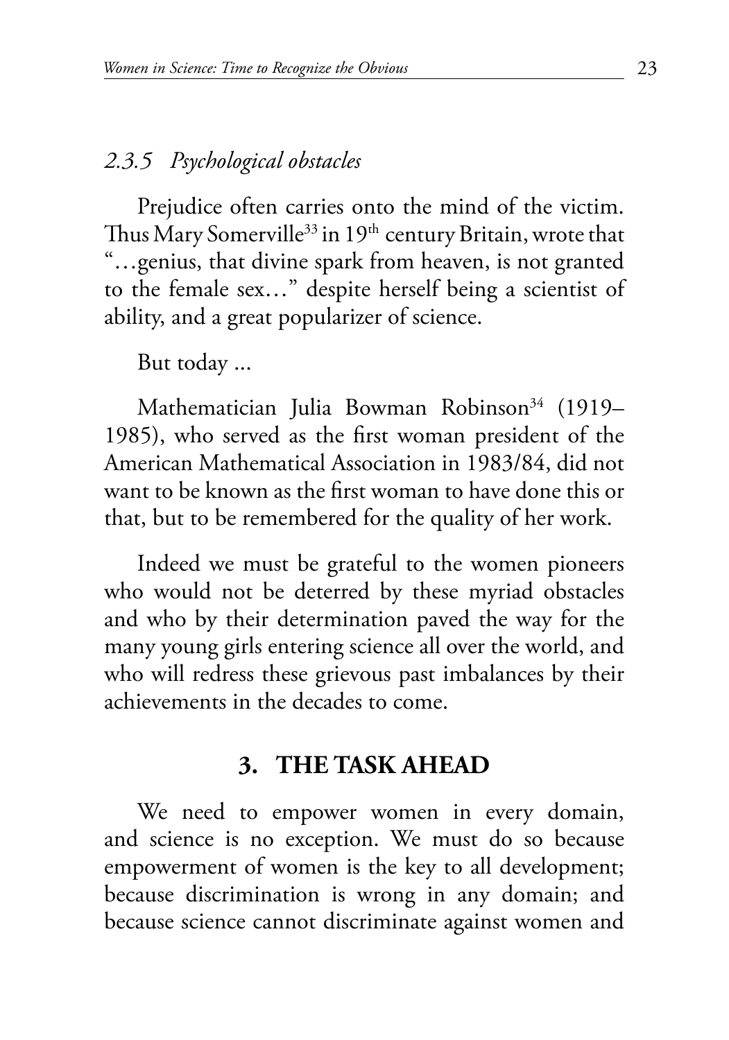### *2.3.5 Psychological obstacles*

Prejudice often carries onto the mind of the victim. Thus Mary Somerville[33] in 19th century Britain, wrote that "…genius, that divine spark from heaven, is not granted to the female sex…" despite herself being a scientist of ability, and a great popularizer of science.

But today ...

Mathematician Julia Bowman Robinson[34] (1919–1985), who served as the first woman president of the American Mathematical Association in 1983/84, did not want to be known as the first woman to have done this or that, but to be remembered for the quality of her work.

Indeed we must be grateful to the women pioneers who would not be deterred by these myriad obstacles and who by their determination paved the way for the many young girls entering science all over the world, and who will redress these grievous past imbalances by their achievements in the decades to come.

## 3. THE TASK AHEAD

We need to empower women in every domain, and science is no exception. We must do so because empowerment of women is the key to all development; because discrimination is wrong in any domain; and because science cannot discriminate against women and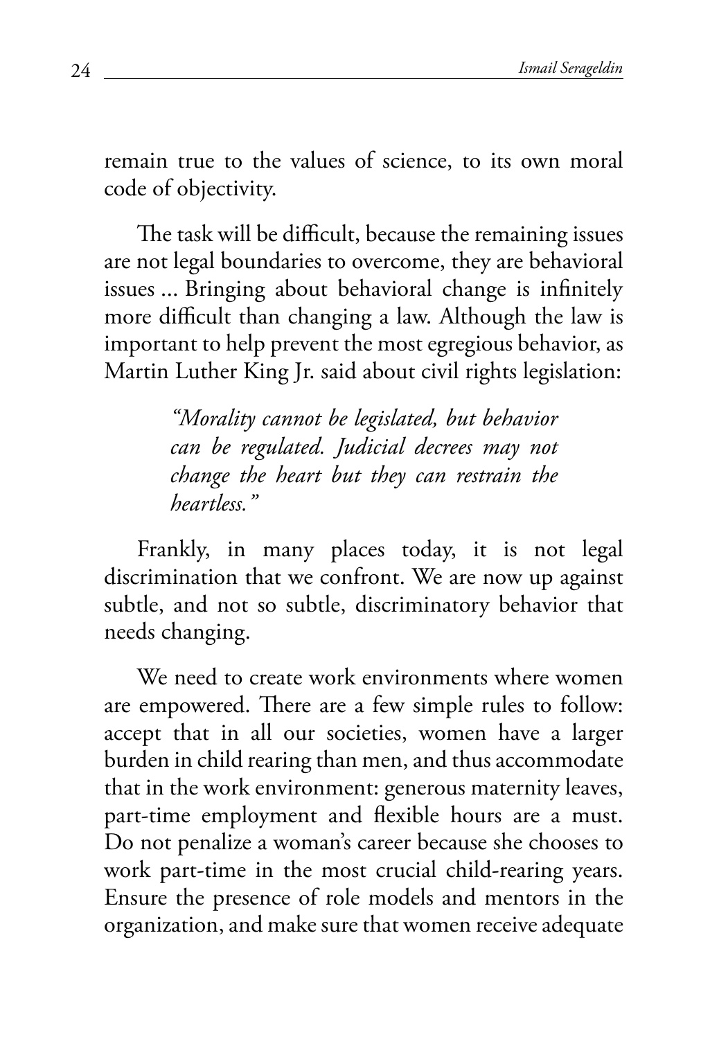remain true to the values of science, to its own moral code of objectivity.

The task will be difficult, because the remaining issues are not legal boundaries to overcome, they are behavioral issues ... Bringing about behavioral change is infinitely more difficult than changing a law. Although the law is important to help prevent the most egregious behavior, as Martin Luther King Jr. said about civil rights legislation:

> *"Morality cannot be legislated, but behavior can be regulated. Judicial decrees may not change the heart but they can restrain the heartless."*

Frankly, in many places today, it is not legal discrimination that we confront. We are now up against subtle, and not so subtle, discriminatory behavior that needs changing.

We need to create work environments where women are empowered. There are a few simple rules to follow: accept that in all our societies, women have a larger burden in child rearing than men, and thus accommodate that in the work environment: generous maternity leaves, part-time employment and flexible hours are a must. Do not penalize a woman's career because she chooses to work part-time in the most crucial child-rearing years. Ensure the presence of role models and mentors in the organization, and make sure that women receive adequate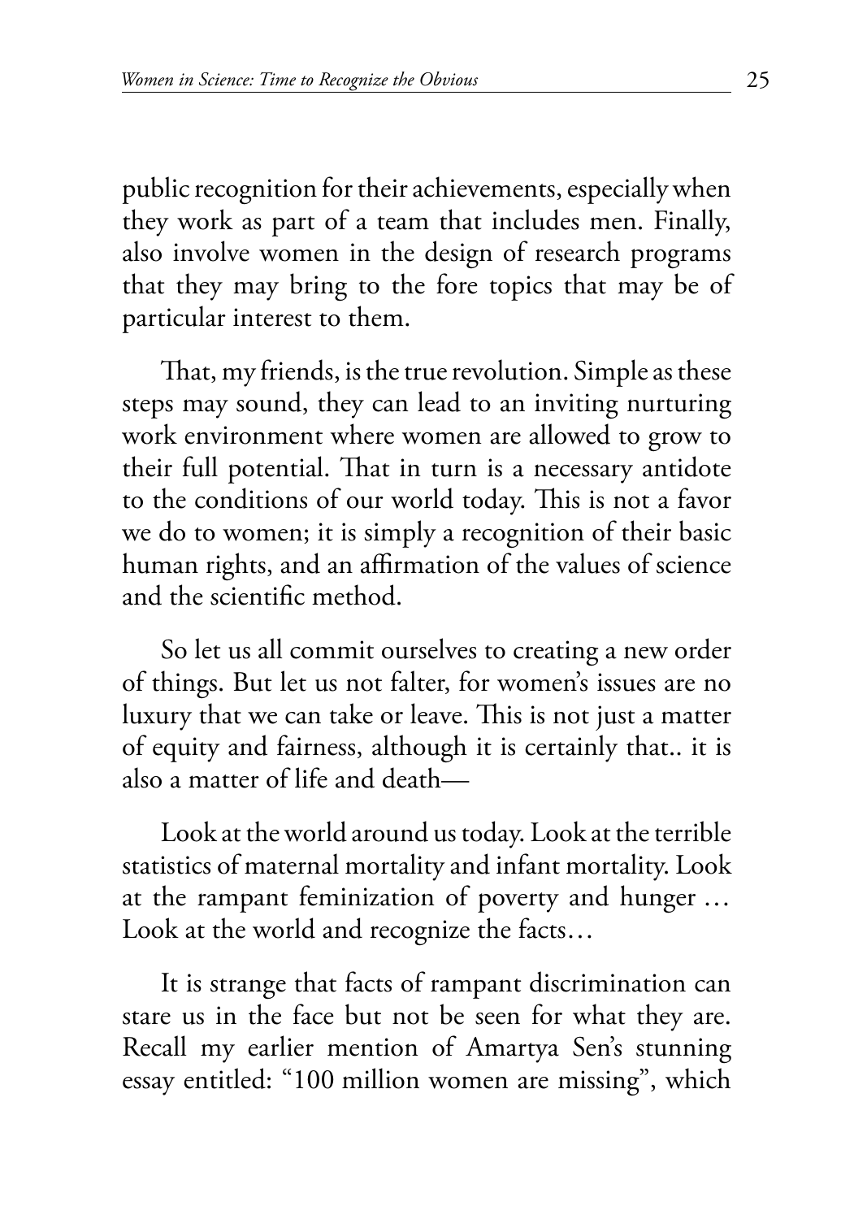public recognition for their achievements, especially when they work as part of a team that includes men. Finally, also involve women in the design of research programs that they may bring to the fore topics that may be of particular interest to them.

That, my friends, is the true revolution. Simple as these steps may sound, they can lead to an inviting nurturing work environment where women are allowed to grow to their full potential. That in turn is a necessary antidote to the conditions of our world today. This is not a favor we do to women; it is simply a recognition of their basic human rights, and an affirmation of the values of science and the scientific method.

So let us all commit ourselves to creating a new order of things. But let us not falter, for women's issues are no luxury that we can take or leave. This is not just a matter of equity and fairness, although it is certainly that.. it is also a matter of life and death—

Look at the world around us today. Look at the terrible statistics of maternal mortality and infant mortality. Look at the rampant feminization of poverty and hunger … Look at the world and recognize the facts…

It is strange that facts of rampant discrimination can stare us in the face but not be seen for what they are. Recall my earlier mention of Amartya Sen's stunning essay entitled: "100 million women are missing", which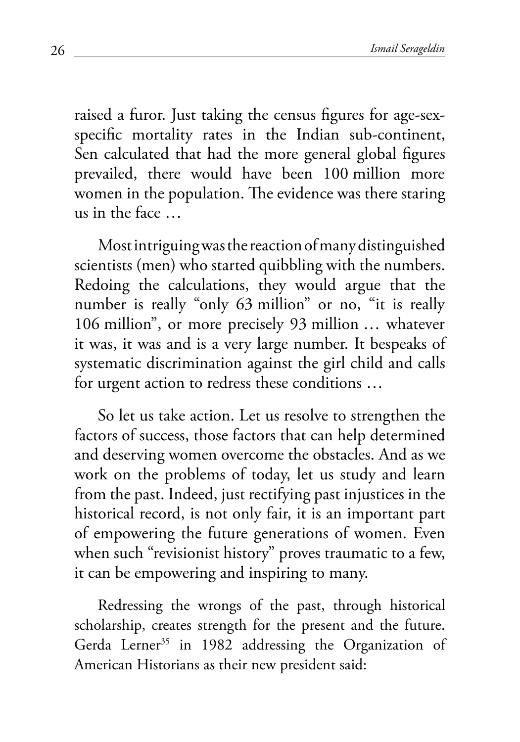raised a furor. Just taking the census figures for age-sex-specific mortality rates in the Indian sub-continent, Sen calculated that had the more general global figures prevailed, there would have been 100 million more women in the population. The evidence was there staring us in the face …

Most intriguing was the reaction of many distinguished scientists (men) who started quibbling with the numbers. Redoing the calculations, they would argue that the number is really "only 63 million" or no, "it is really 106 million", or more precisely 93 million … whatever it was, it was and is a very large number. It bespeaks of systematic discrimination against the girl child and calls for urgent action to redress these conditions …

So let us take action. Let us resolve to strengthen the factors of success, those factors that can help determined and deserving women overcome the obstacles. And as we work on the problems of today, let us study and learn from the past. Indeed, just rectifying past injustices in the historical record, is not only fair, it is an important part of empowering the future generations of women. Even when such "revisionist history" proves traumatic to a few, it can be empowering and inspiring to many.

Redressing the wrongs of the past, through historical scholarship, creates strength for the present and the future. Gerda Lerner[35] in 1982 addressing the Organization of American Historians as their new president said: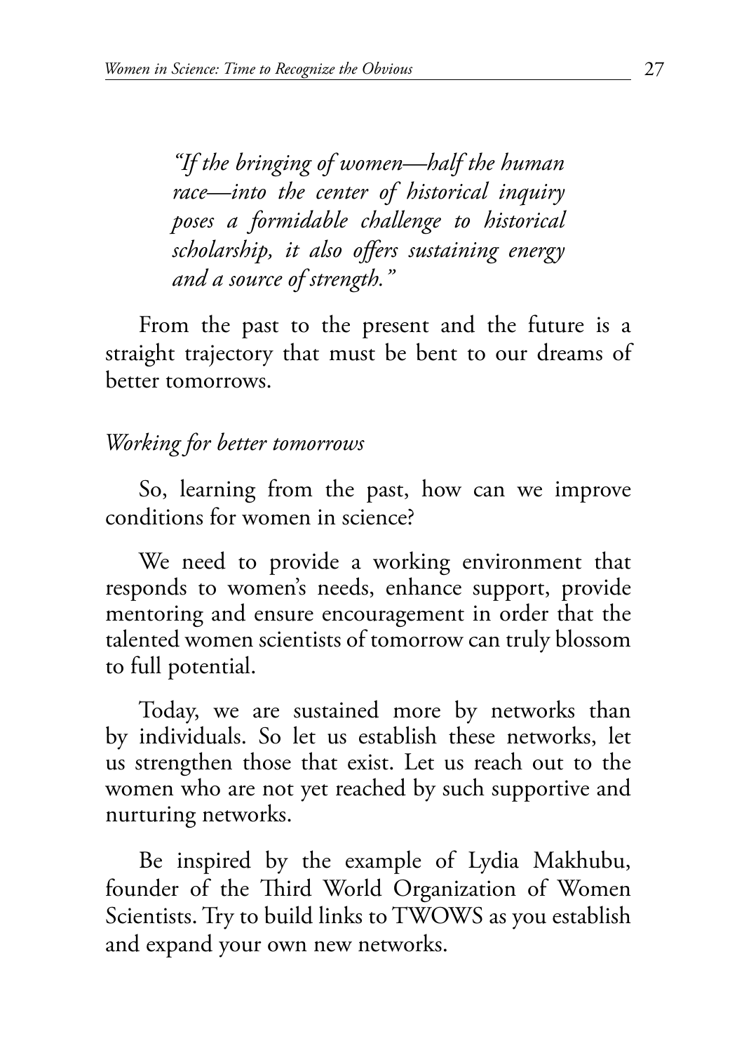> *"If the bringing of women—half the human race—into the center of historical inquiry poses a formidable challenge to historical scholarship, it also offers sustaining energy and a source of strength."*

From the past to the present and the future is a straight trajectory that must be bent to our dreams of better tomorrows.

*Working for better tomorrows*

So, learning from the past, how can we improve conditions for women in science?

We need to provide a working environment that responds to women's needs, enhance support, provide mentoring and ensure encouragement in order that the talented women scientists of tomorrow can truly blossom to full potential.

Today, we are sustained more by networks than by individuals. So let us establish these networks, let us strengthen those that exist. Let us reach out to the women who are not yet reached by such supportive and nurturing networks.

Be inspired by the example of Lydia Makhubu, founder of the Third World Organization of Women Scientists. Try to build links to TWOWS as you establish and expand your own new networks.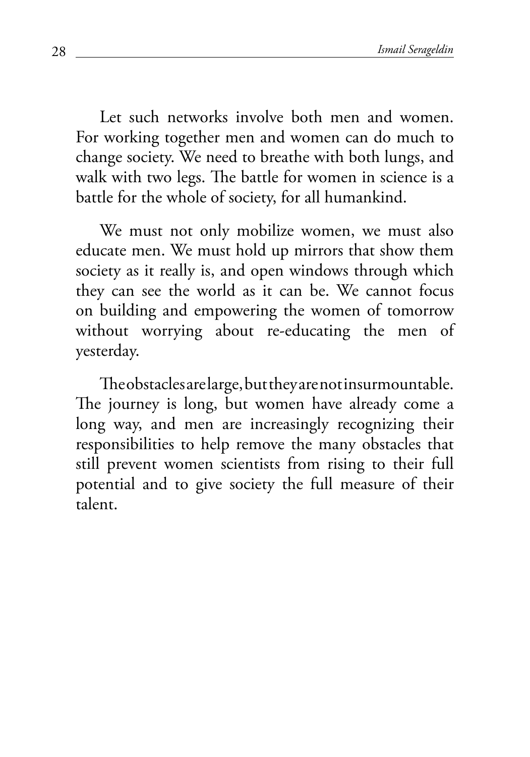Let such networks involve both men and women. For working together men and women can do much to change society. We need to breathe with both lungs, and walk with two legs. The battle for women in science is a battle for the whole of society, for all humankind.

We must not only mobilize women, we must also educate men. We must hold up mirrors that show them society as it really is, and open windows through which they can see the world as it can be. We cannot focus on building and empowering the women of tomorrow without worrying about re-educating the men of yesterday.

The obstacles are large, but they are not insurmountable. The journey is long, but women have already come a long way, and men are increasingly recognizing their responsibilities to help remove the many obstacles that still prevent women scientists from rising to their full potential and to give society the full measure of their talent.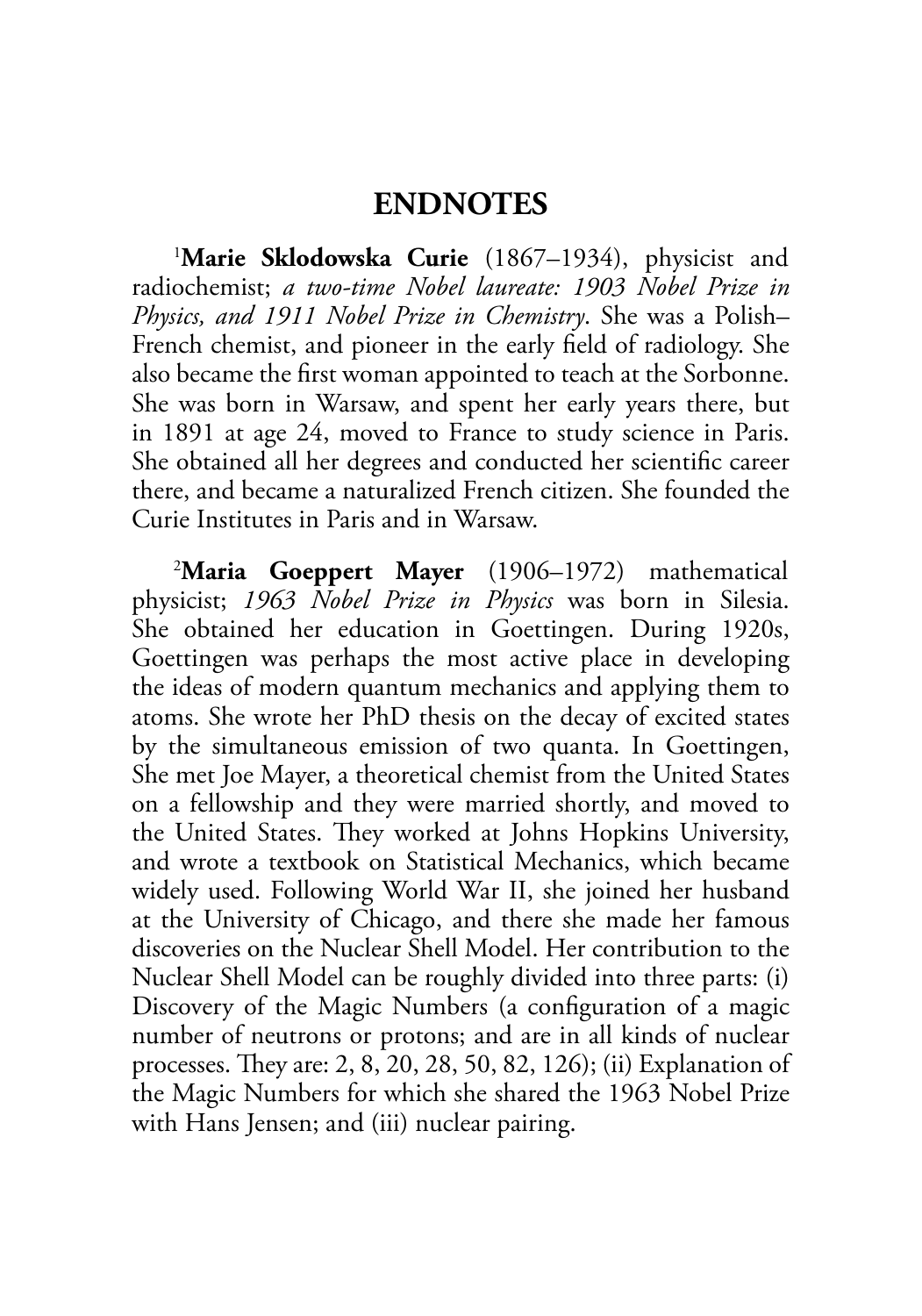# ENDNOTES

[1]**Marie Sklodowska Curie** (1867–1934), physicist and radiochemist; *a two-time Nobel laureate: 1903 Nobel Prize in Physics, and 1911 Nobel Prize in Chemistry*. She was a Polish–French chemist, and pioneer in the early field of radiology. She also became the first woman appointed to teach at the Sorbonne. She was born in Warsaw, and spent her early years there, but in 1891 at age 24, moved to France to study science in Paris. She obtained all her degrees and conducted her scientific career there, and became a naturalized French citizen. She founded the Curie Institutes in Paris and in Warsaw.

[2]**Maria Goeppert Mayer** (1906–1972) mathematical physicist; *1963 Nobel Prize in Physics* was born in Silesia. She obtained her education in Goettingen. During 1920s, Goettingen was perhaps the most active place in developing the ideas of modern quantum mechanics and applying them to atoms. She wrote her PhD thesis on the decay of excited states by the simultaneous emission of two quanta. In Goettingen, She met Joe Mayer, a theoretical chemist from the United States on a fellowship and they were married shortly, and moved to the United States. They worked at Johns Hopkins University, and wrote a textbook on Statistical Mechanics, which became widely used. Following World War II, she joined her husband at the University of Chicago, and there she made her famous discoveries on the Nuclear Shell Model. Her contribution to the Nuclear Shell Model can be roughly divided into three parts: (i) Discovery of the Magic Numbers (a configuration of a magic number of neutrons or protons; and are in all kinds of nuclear processes. They are: 2, 8, 20, 28, 50, 82, 126); (ii) Explanation of the Magic Numbers for which she shared the 1963 Nobel Prize with Hans Jensen; and (iii) nuclear pairing.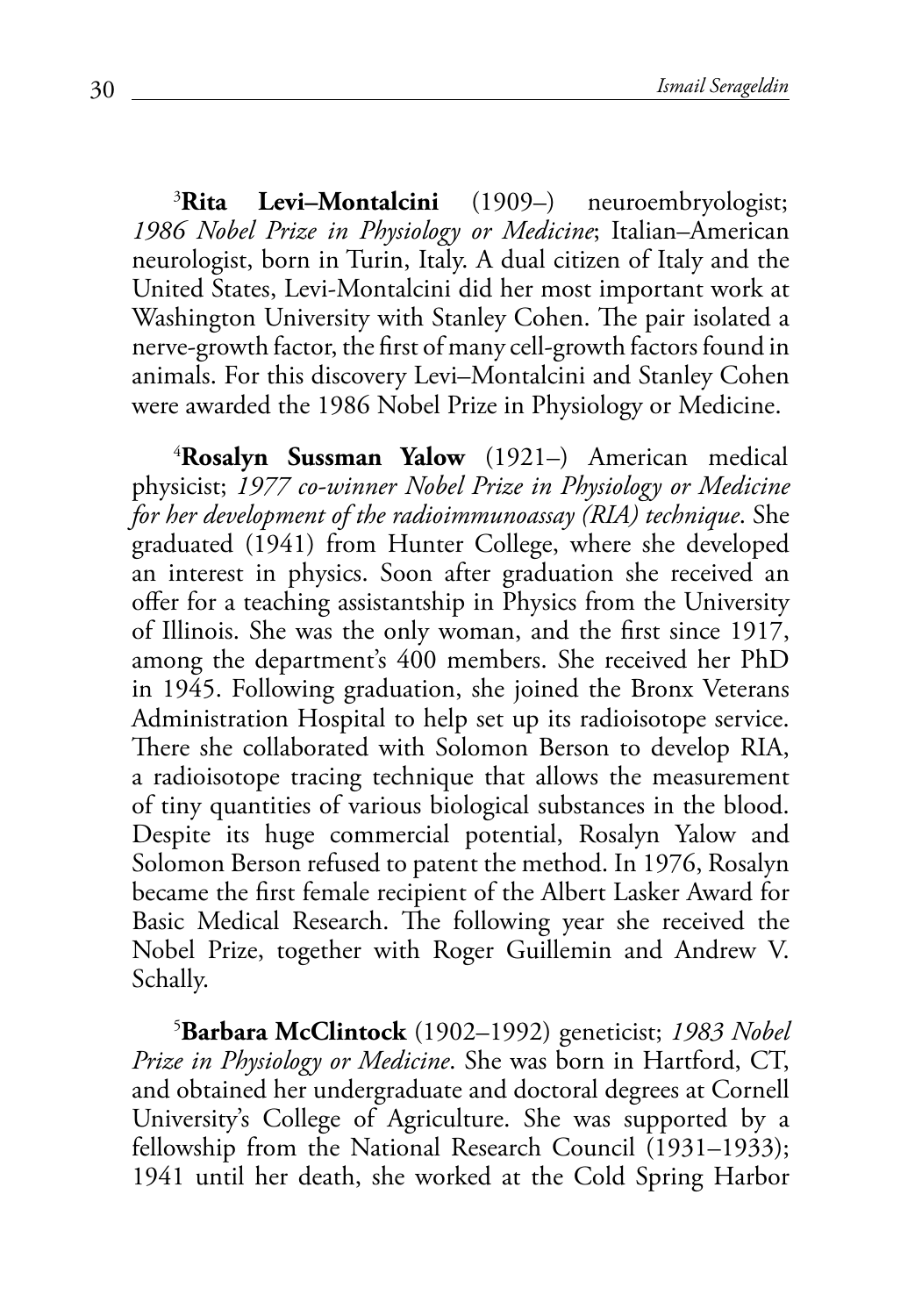[3]**Rita Levi–Montalcini** (1909–) neuroembryologist; *1986 Nobel Prize in Physiology or Medicine*; Italian–American neurologist, born in Turin, Italy. A dual citizen of Italy and the United States, Levi-Montalcini did her most important work at Washington University with Stanley Cohen. The pair isolated a nerve-growth factor, the first of many cell-growth factors found in animals. For this discovery Levi–Montalcini and Stanley Cohen were awarded the 1986 Nobel Prize in Physiology or Medicine.

[4]**Rosalyn Sussman Yalow** (1921–) American medical physicist; *1977 co-winner Nobel Prize in Physiology or Medicine for her development of the radioimmunoassay (RIA) technique*. She graduated (1941) from Hunter College, where she developed an interest in physics. Soon after graduation she received an offer for a teaching assistantship in Physics from the University of Illinois. She was the only woman, and the first since 1917, among the department's 400 members. She received her PhD in 1945. Following graduation, she joined the Bronx Veterans Administration Hospital to help set up its radioisotope service. There she collaborated with Solomon Berson to develop RIA, a radioisotope tracing technique that allows the measurement of tiny quantities of various biological substances in the blood. Despite its huge commercial potential, Rosalyn Yalow and Solomon Berson refused to patent the method. In 1976, Rosalyn became the first female recipient of the Albert Lasker Award for Basic Medical Research. The following year she received the Nobel Prize, together with Roger Guillemin and Andrew V. Schally.

[5]**Barbara McClintock** (1902–1992) geneticist; *1983 Nobel Prize in Physiology or Medicine*. She was born in Hartford, CT, and obtained her undergraduate and doctoral degrees at Cornell University's College of Agriculture. She was supported by a fellowship from the National Research Council (1931–1933); 1941 until her death, she worked at the Cold Spring Harbor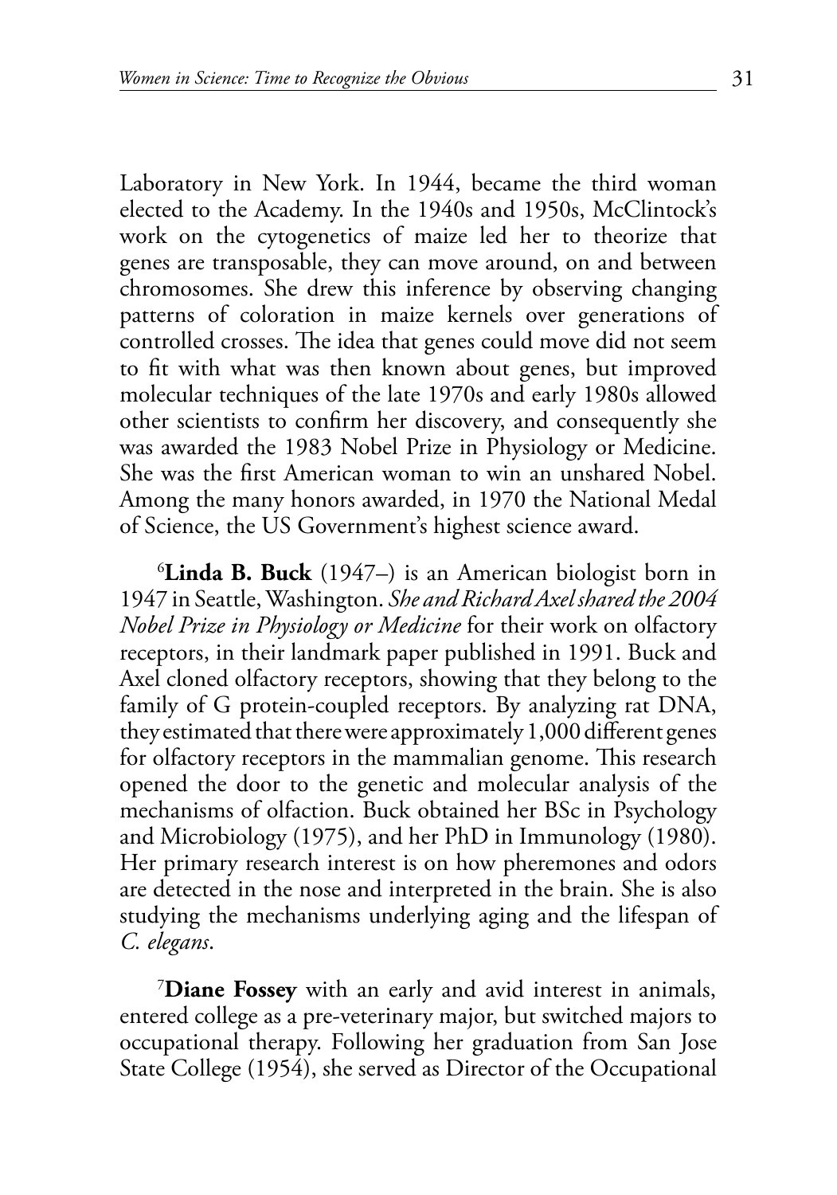Laboratory in New York. In 1944, became the third woman elected to the Academy. In the 1940s and 1950s, McClintock's work on the cytogenetics of maize led her to theorize that genes are transposable, they can move around, on and between chromosomes. She drew this inference by observing changing patterns of coloration in maize kernels over generations of controlled crosses. The idea that genes could move did not seem to fit with what was then known about genes, but improved molecular techniques of the late 1970s and early 1980s allowed other scientists to confirm her discovery, and consequently she was awarded the 1983 Nobel Prize in Physiology or Medicine. She was the first American woman to win an unshared Nobel. Among the many honors awarded, in 1970 the National Medal of Science, the US Government's highest science award.

[6]**Linda B. Buck** (1947–) is an American biologist born in 1947 in Seattle, Washington. *She and Richard Axel shared the 2004 Nobel Prize in Physiology or Medicine* for their work on olfactory receptors, in their landmark paper published in 1991. Buck and Axel cloned olfactory receptors, showing that they belong to the family of G protein-coupled receptors. By analyzing rat DNA, they estimated that there were approximately 1,000 different genes for olfactory receptors in the mammalian genome. This research opened the door to the genetic and molecular analysis of the mechanisms of olfaction. Buck obtained her BSc in Psychology and Microbiology (1975), and her PhD in Immunology (1980). Her primary research interest is on how pheremones and odors are detected in the nose and interpreted in the brain. She is also studying the mechanisms underlying aging and the lifespan of *C. elegans*.

[7]**Diane Fossey** with an early and avid interest in animals, entered college as a pre-veterinary major, but switched majors to occupational therapy. Following her graduation from San Jose State College (1954), she served as Director of the Occupational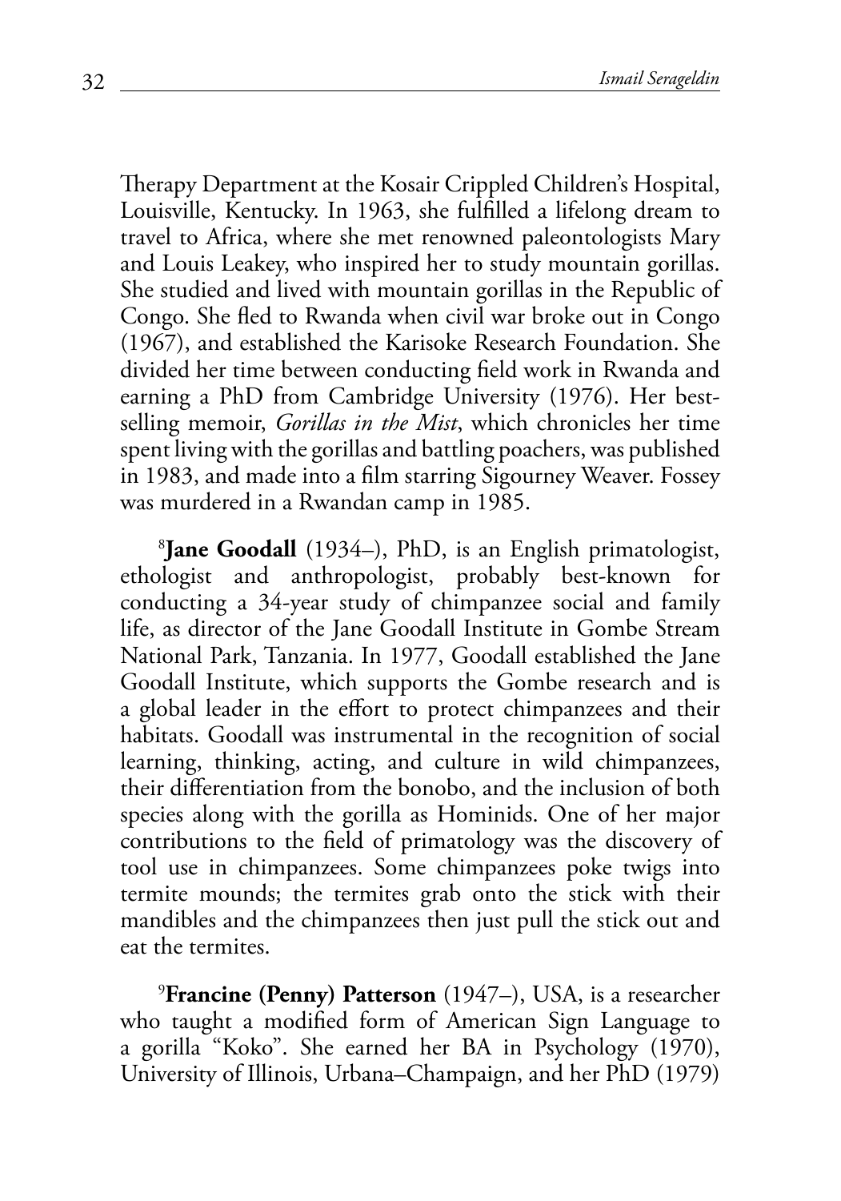Therapy Department at the Kosair Crippled Children's Hospital, Louisville, Kentucky. In 1963, she fulfilled a lifelong dream to travel to Africa, where she met renowned paleontologists Mary and Louis Leakey, who inspired her to study mountain gorillas. She studied and lived with mountain gorillas in the Republic of Congo. She fled to Rwanda when civil war broke out in Congo (1967), and established the Karisoke Research Foundation. She divided her time between conducting field work in Rwanda and earning a PhD from Cambridge University (1976). Her best-selling memoir, *Gorillas in the Mist*, which chronicles her time spent living with the gorillas and battling poachers, was published in 1983, and made into a film starring Sigourney Weaver. Fossey was murdered in a Rwandan camp in 1985.

[8]**Jane Goodall** (1934–), PhD, is an English primatologist, ethologist and anthropologist, probably best-known for conducting a 34-year study of chimpanzee social and family life, as director of the Jane Goodall Institute in Gombe Stream National Park, Tanzania. In 1977, Goodall established the Jane Goodall Institute, which supports the Gombe research and is a global leader in the effort to protect chimpanzees and their habitats. Goodall was instrumental in the recognition of social learning, thinking, acting, and culture in wild chimpanzees, their differentiation from the bonobo, and the inclusion of both species along with the gorilla as Hominids. One of her major contributions to the field of primatology was the discovery of tool use in chimpanzees. Some chimpanzees poke twigs into termite mounds; the termites grab onto the stick with their mandibles and the chimpanzees then just pull the stick out and eat the termites.

[9]**Francine (Penny) Patterson** (1947–), USA, is a researcher who taught a modified form of American Sign Language to a gorilla "Koko". She earned her BA in Psychology (1970), University of Illinois, Urbana–Champaign, and her PhD (1979)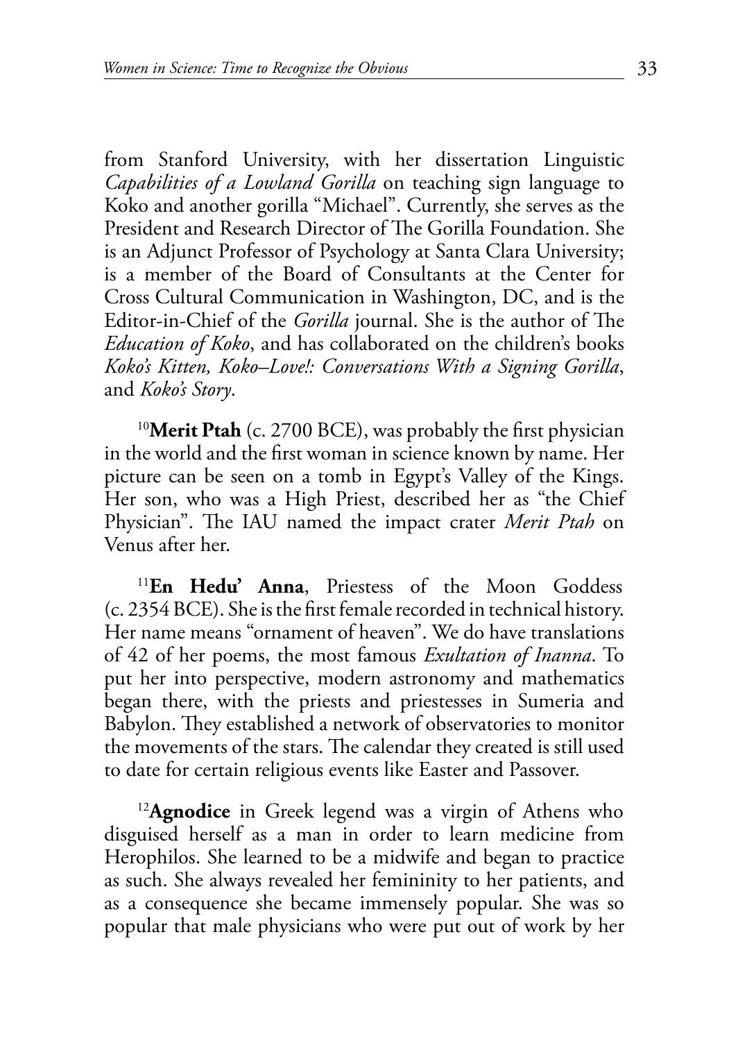from Stanford University, with her dissertation Linguistic *Capabilities of a Lowland Gorilla* on teaching sign language to Koko and another gorilla "Michael". Currently, she serves as the President and Research Director of The Gorilla Foundation. She is an Adjunct Professor of Psychology at Santa Clara University; is a member of the Board of Consultants at the Center for Cross Cultural Communication in Washington, DC, and is the Editor-in-Chief of the *Gorilla* journal. She is the author of The *Education of Koko*, and has collaborated on the children's books *Koko's Kitten, Koko–Love!: Conversations With a Signing Gorilla*, and *Koko's Story*.

[10]**Merit Ptah** (c. 2700 BCE), was probably the first physician in the world and the first woman in science known by name. Her picture can be seen on a tomb in Egypt's Valley of the Kings. Her son, who was a High Priest, described her as "the Chief Physician". The IAU named the impact crater *Merit Ptah* on Venus after her.

[11]**En Hedu' Anna**, Priestess of the Moon Goddess (c. 2354 BCE). She is the first female recorded in technical history. Her name means "ornament of heaven". We do have translations of 42 of her poems, the most famous *Exultation of Inanna*. To put her into perspective, modern astronomy and mathematics began there, with the priests and priestesses in Sumeria and Babylon. They established a network of observatories to monitor the movements of the stars. The calendar they created is still used to date for certain religious events like Easter and Passover.

[12]**Agnodice** in Greek legend was a virgin of Athens who disguised herself as a man in order to learn medicine from Herophilos. She learned to be a midwife and began to practice as such. She always revealed her femininity to her patients, and as a consequence she became immensely popular. She was so popular that male physicians who were put out of work by her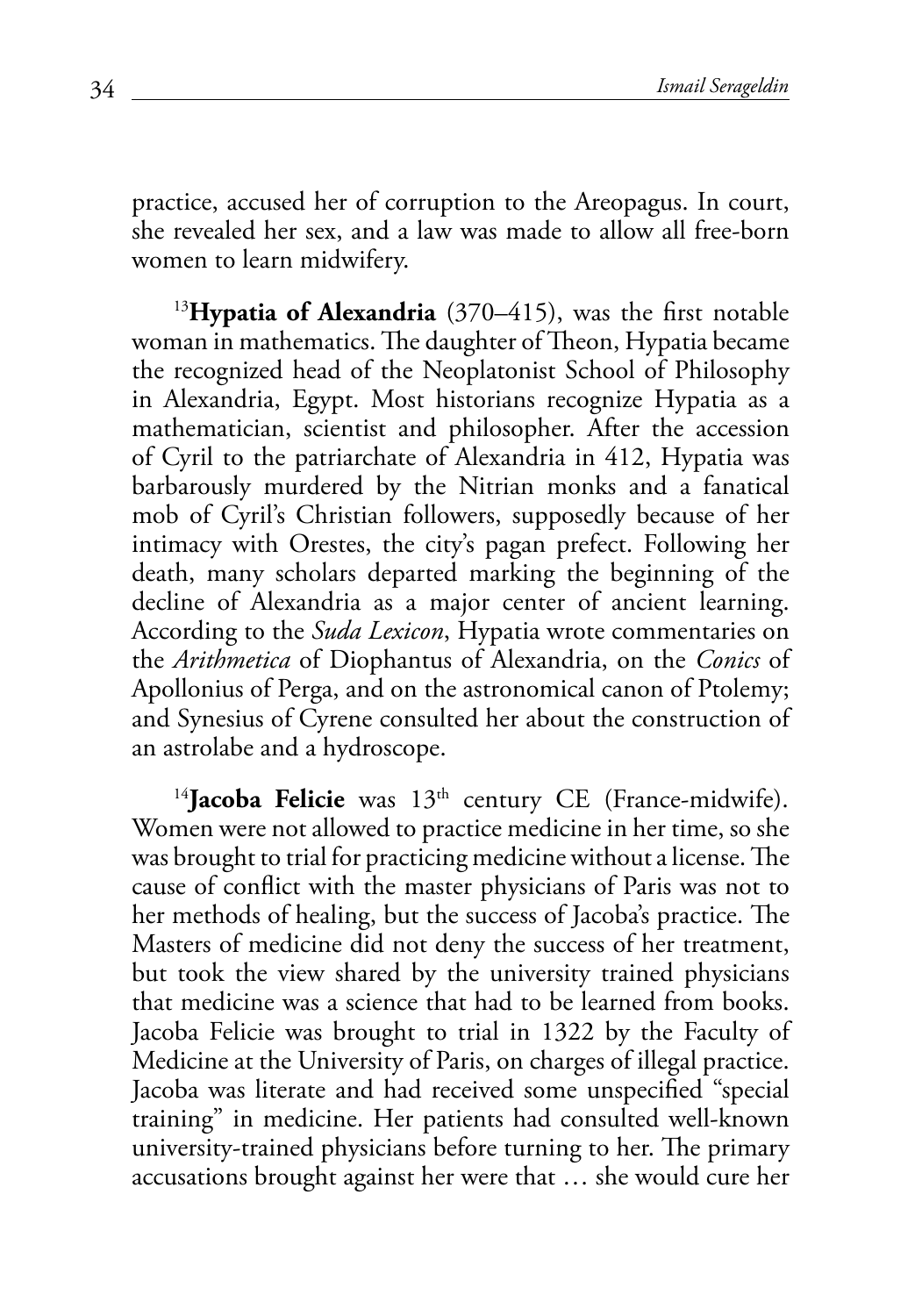practice, accused her of corruption to the Areopagus. In court, she revealed her sex, and a law was made to allow all free-born women to learn midwifery.

[13]**Hypatia of Alexandria** (370–415), was the first notable woman in mathematics. The daughter of Theon, Hypatia became the recognized head of the Neoplatonist School of Philosophy in Alexandria, Egypt. Most historians recognize Hypatia as a mathematician, scientist and philosopher. After the accession of Cyril to the patriarchate of Alexandria in 412, Hypatia was barbarously murdered by the Nitrian monks and a fanatical mob of Cyril's Christian followers, supposedly because of her intimacy with Orestes, the city's pagan prefect. Following her death, many scholars departed marking the beginning of the decline of Alexandria as a major center of ancient learning. According to the *Suda Lexicon*, Hypatia wrote commentaries on the *Arithmetica* of Diophantus of Alexandria, on the *Conics* of Apollonius of Perga, and on the astronomical canon of Ptolemy; and Synesius of Cyrene consulted her about the construction of an astrolabe and a hydroscope.

[14]**Jacoba Felicie** was 13th century CE (France-midwife). Women were not allowed to practice medicine in her time, so she was brought to trial for practicing medicine without a license. The cause of conflict with the master physicians of Paris was not to her methods of healing, but the success of Jacoba's practice. The Masters of medicine did not deny the success of her treatment, but took the view shared by the university trained physicians that medicine was a science that had to be learned from books. Jacoba Felicie was brought to trial in 1322 by the Faculty of Medicine at the University of Paris, on charges of illegal practice. Jacoba was literate and had received some unspecified "special training" in medicine. Her patients had consulted well-known university-trained physicians before turning to her. The primary accusations brought against her were that … she would cure her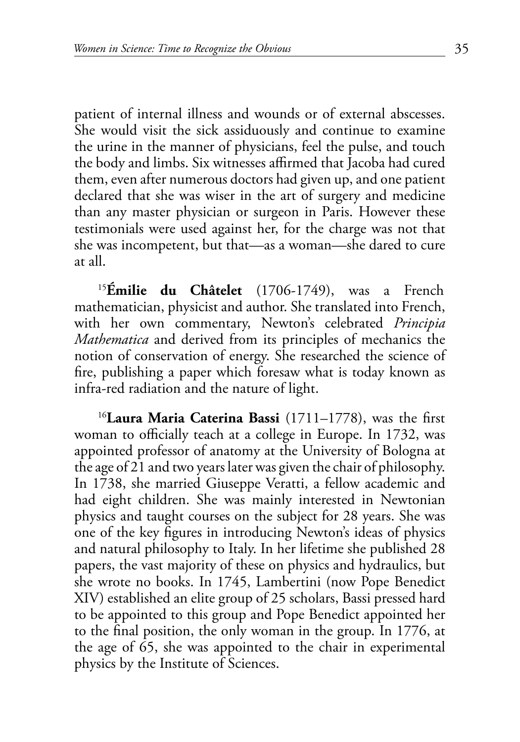patient of internal illness and wounds or of external abscesses. She would visit the sick assiduously and continue to examine the urine in the manner of physicians, feel the pulse, and touch the body and limbs. Six witnesses affirmed that Jacoba had cured them, even after numerous doctors had given up, and one patient declared that she was wiser in the art of surgery and medicine than any master physician or surgeon in Paris. However these testimonials were used against her, for the charge was not that she was incompetent, but that—as a woman—she dared to cure at all.

[15]**Émilie du Châtelet** (1706-1749), was a French mathematician, physicist and author. She translated into French, with her own commentary, Newton's celebrated *Principia Mathematica* and derived from its principles of mechanics the notion of conservation of energy. She researched the science of fire, publishing a paper which foresaw what is today known as infra-red radiation and the nature of light.

[16]**Laura Maria Caterina Bassi** (1711–1778), was the first woman to officially teach at a college in Europe. In 1732, was appointed professor of anatomy at the University of Bologna at the age of 21 and two years later was given the chair of philosophy. In 1738, she married Giuseppe Veratti, a fellow academic and had eight children. She was mainly interested in Newtonian physics and taught courses on the subject for 28 years. She was one of the key figures in introducing Newton's ideas of physics and natural philosophy to Italy. In her lifetime she published 28 papers, the vast majority of these on physics and hydraulics, but she wrote no books. In 1745, Lambertini (now Pope Benedict XIV) established an elite group of 25 scholars, Bassi pressed hard to be appointed to this group and Pope Benedict appointed her to the final position, the only woman in the group. In 1776, at the age of 65, she was appointed to the chair in experimental physics by the Institute of Sciences.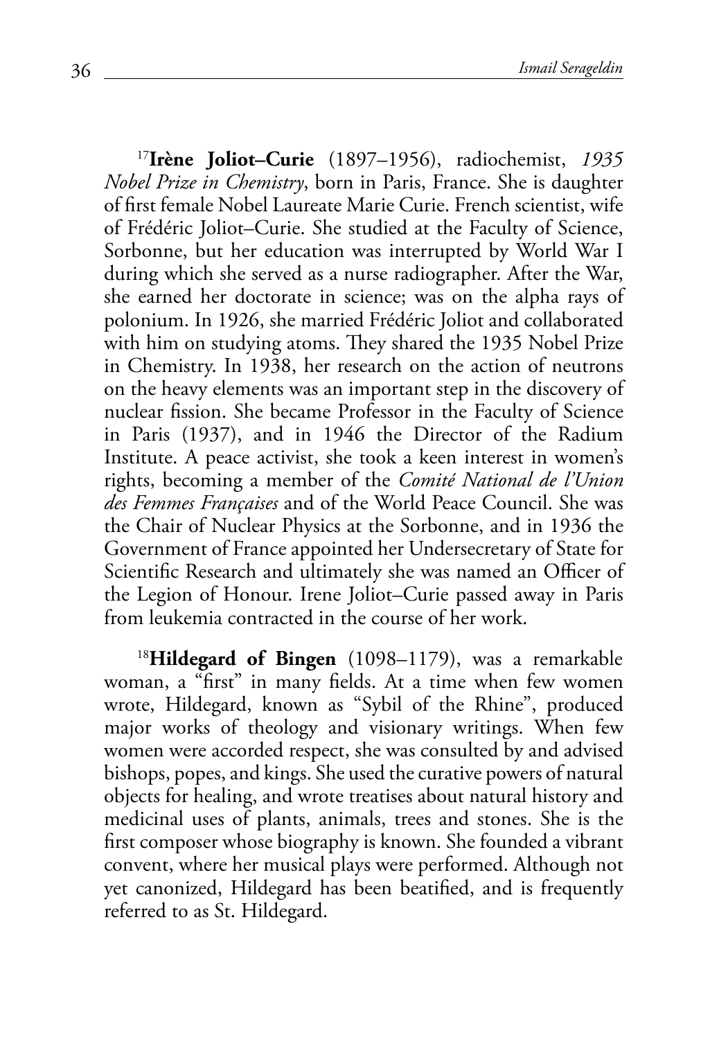[17]**Irène Joliot–Curie** (1897–1956), radiochemist, *1935 Nobel Prize in Chemistry*, born in Paris, France. She is daughter of first female Nobel Laureate Marie Curie. French scientist, wife of Frédéric Joliot–Curie. She studied at the Faculty of Science, Sorbonne, but her education was interrupted by World War I during which she served as a nurse radiographer. After the War, she earned her doctorate in science; was on the alpha rays of polonium. In 1926, she married Frédéric Joliot and collaborated with him on studying atoms. They shared the 1935 Nobel Prize in Chemistry. In 1938, her research on the action of neutrons on the heavy elements was an important step in the discovery of nuclear fission. She became Professor in the Faculty of Science in Paris (1937), and in 1946 the Director of the Radium Institute. A peace activist, she took a keen interest in women's rights, becoming a member of the *Comité National de l'Union des Femmes Françaises* and of the World Peace Council. She was the Chair of Nuclear Physics at the Sorbonne, and in 1936 the Government of France appointed her Undersecretary of State for Scientific Research and ultimately she was named an Officer of the Legion of Honour. Irene Joliot–Curie passed away in Paris from leukemia contracted in the course of her work.

[18]**Hildegard of Bingen** (1098–1179), was a remarkable woman, a "first" in many fields. At a time when few women wrote, Hildegard, known as "Sybil of the Rhine", produced major works of theology and visionary writings. When few women were accorded respect, she was consulted by and advised bishops, popes, and kings. She used the curative powers of natural objects for healing, and wrote treatises about natural history and medicinal uses of plants, animals, trees and stones. She is the first composer whose biography is known. She founded a vibrant convent, where her musical plays were performed. Although not yet canonized, Hildegard has been beatified, and is frequently referred to as St. Hildegard.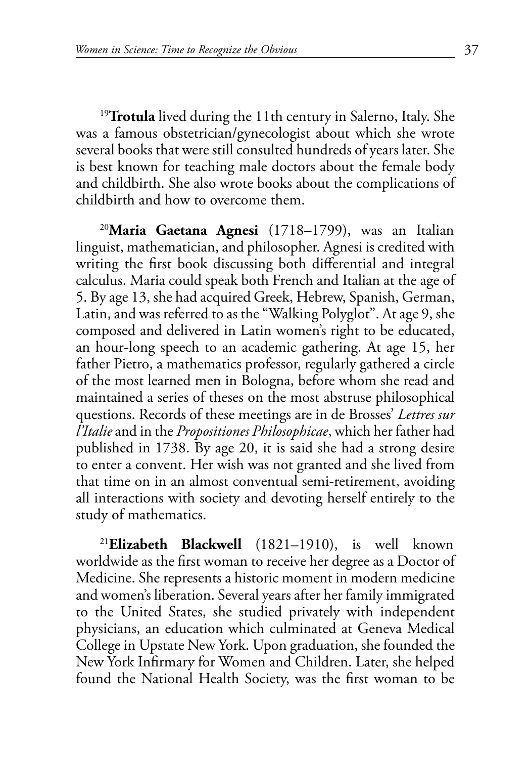[19]**Trotula** lived during the 11th century in Salerno, Italy. She was a famous obstetrician/gynecologist about which she wrote several books that were still consulted hundreds of years later. She is best known for teaching male doctors about the female body and childbirth. She also wrote books about the complications of childbirth and how to overcome them.

[20]**Maria Gaetana Agnesi** (1718–1799), was an Italian linguist, mathematician, and philosopher. Agnesi is credited with writing the first book discussing both differential and integral calculus. Maria could speak both French and Italian at the age of 5. By age 13, she had acquired Greek, Hebrew, Spanish, German, Latin, and was referred to as the "Walking Polyglot". At age 9, she composed and delivered in Latin women's right to be educated, an hour-long speech to an academic gathering. At age 15, her father Pietro, a mathematics professor, regularly gathered a circle of the most learned men in Bologna, before whom she read and maintained a series of theses on the most abstruse philosophical questions. Records of these meetings are in de Brosses' *Lettres sur l'Italie* and in the *Propositiones Philosophicae*, which her father had published in 1738. By age 20, it is said she had a strong desire to enter a convent. Her wish was not granted and she lived from that time on in an almost conventual semi-retirement, avoiding all interactions with society and devoting herself entirely to the study of mathematics.

[21]**Elizabeth Blackwell** (1821–1910), is well known worldwide as the first woman to receive her degree as a Doctor of Medicine. She represents a historic moment in modern medicine and women's liberation. Several years after her family immigrated to the United States, she studied privately with independent physicians, an education which culminated at Geneva Medical College in Upstate New York. Upon graduation, she founded the New York Infirmary for Women and Children. Later, she helped found the National Health Society, was the first woman to be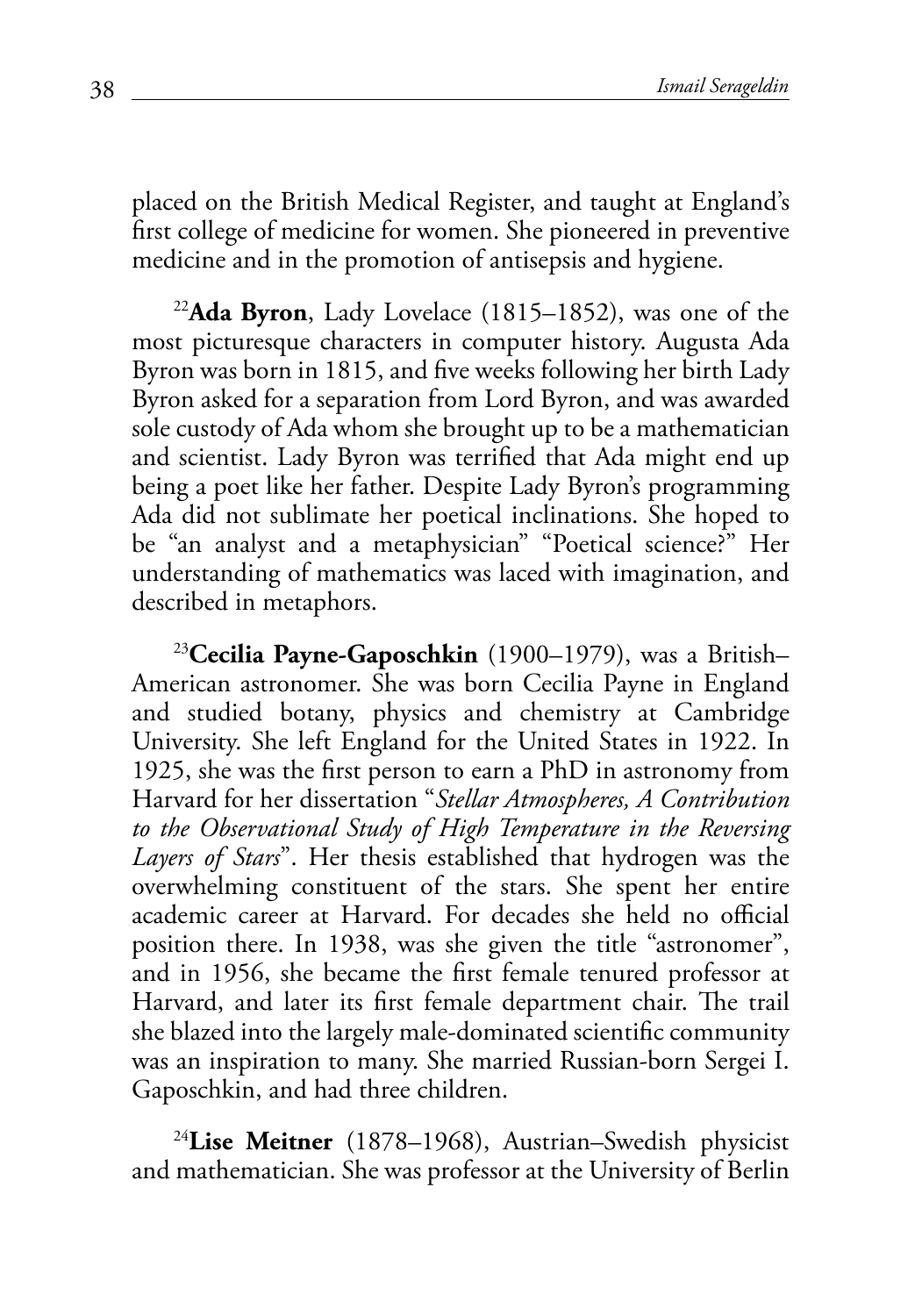placed on the British Medical Register, and taught at England's first college of medicine for women. She pioneered in preventive medicine and in the promotion of antisepsis and hygiene.

[22]**Ada Byron**, Lady Lovelace (1815–1852), was one of the most picturesque characters in computer history. Augusta Ada Byron was born in 1815, and five weeks following her birth Lady Byron asked for a separation from Lord Byron, and was awarded sole custody of Ada whom she brought up to be a mathematician and scientist. Lady Byron was terrified that Ada might end up being a poet like her father. Despite Lady Byron's programming Ada did not sublimate her poetical inclinations. She hoped to be "an analyst and a metaphysician" "Poetical science?" Her understanding of mathematics was laced with imagination, and described in metaphors.

[23]**Cecilia Payne-Gaposchkin** (1900–1979), was a British–American astronomer. She was born Cecilia Payne in England and studied botany, physics and chemistry at Cambridge University. She left England for the United States in 1922. In 1925, she was the first person to earn a PhD in astronomy from Harvard for her dissertation "*Stellar Atmospheres, A Contribution to the Observational Study of High Temperature in the Reversing Layers of Stars*". Her thesis established that hydrogen was the overwhelming constituent of the stars. She spent her entire academic career at Harvard. For decades she held no official position there. In 1938, was she given the title "astronomer", and in 1956, she became the first female tenured professor at Harvard, and later its first female department chair. The trail she blazed into the largely male-dominated scientific community was an inspiration to many. She married Russian-born Sergei I. Gaposchkin, and had three children.

[24]**Lise Meitner** (1878–1968), Austrian–Swedish physicist and mathematician. She was professor at the University of Berlin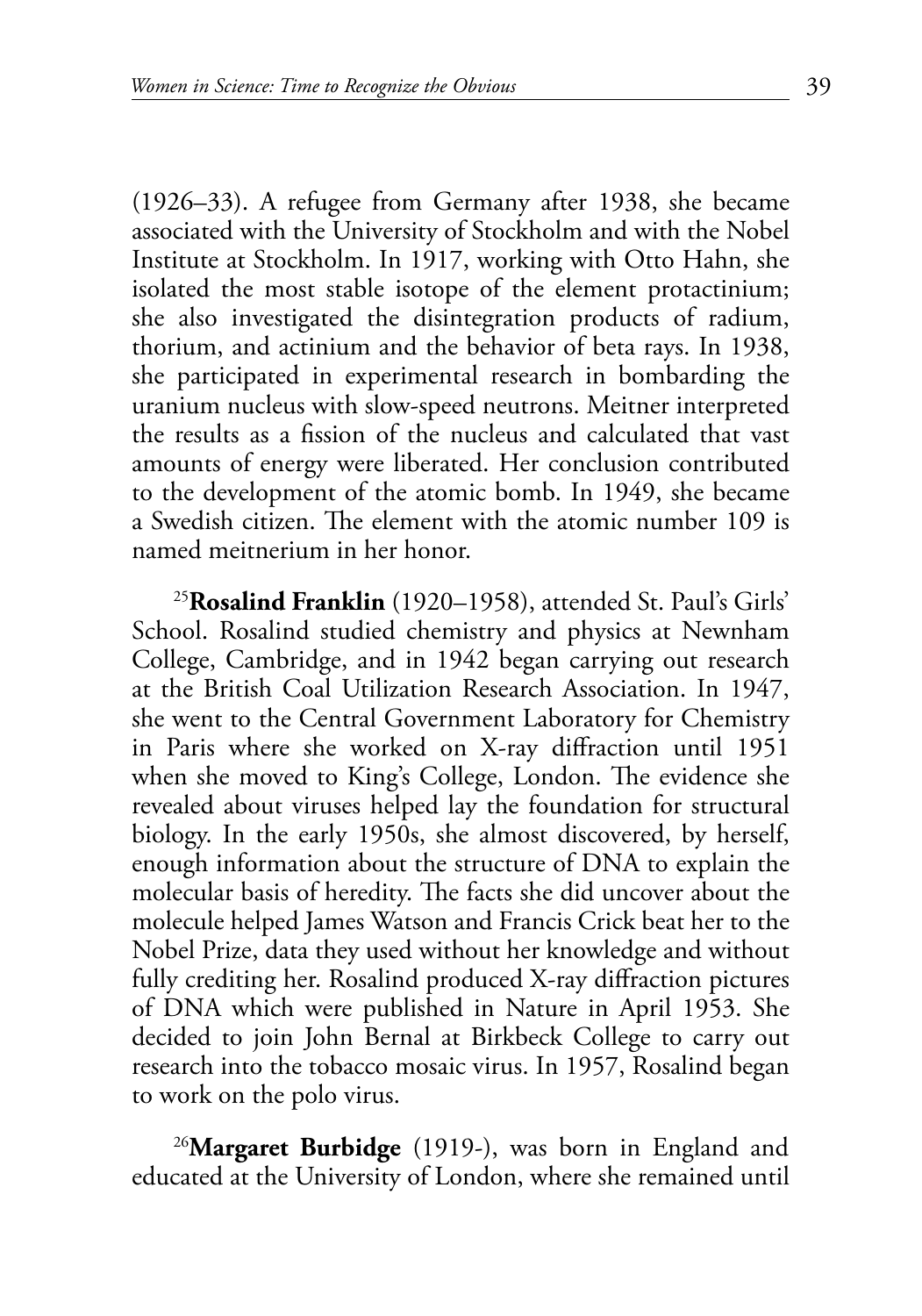(1926–33). A refugee from Germany after 1938, she became associated with the University of Stockholm and with the Nobel Institute at Stockholm. In 1917, working with Otto Hahn, she isolated the most stable isotope of the element protactinium; she also investigated the disintegration products of radium, thorium, and actinium and the behavior of beta rays. In 1938, she participated in experimental research in bombarding the uranium nucleus with slow-speed neutrons. Meitner interpreted the results as a fission of the nucleus and calculated that vast amounts of energy were liberated. Her conclusion contributed to the development of the atomic bomb. In 1949, she became a Swedish citizen. The element with the atomic number 109 is named meitnerium in her honor.

[25]**Rosalind Franklin** (1920–1958), attended St. Paul's Girls' School. Rosalind studied chemistry and physics at Newnham College, Cambridge, and in 1942 began carrying out research at the British Coal Utilization Research Association. In 1947, she went to the Central Government Laboratory for Chemistry in Paris where she worked on X-ray diffraction until 1951 when she moved to King's College, London. The evidence she revealed about viruses helped lay the foundation for structural biology. In the early 1950s, she almost discovered, by herself, enough information about the structure of DNA to explain the molecular basis of heredity. The facts she did uncover about the molecule helped James Watson and Francis Crick beat her to the Nobel Prize, data they used without her knowledge and without fully crediting her. Rosalind produced X-ray diffraction pictures of DNA which were published in Nature in April 1953. She decided to join John Bernal at Birkbeck College to carry out research into the tobacco mosaic virus. In 1957, Rosalind began to work on the polo virus.

[26]**Margaret Burbidge** (1919-), was born in England and educated at the University of London, where she remained until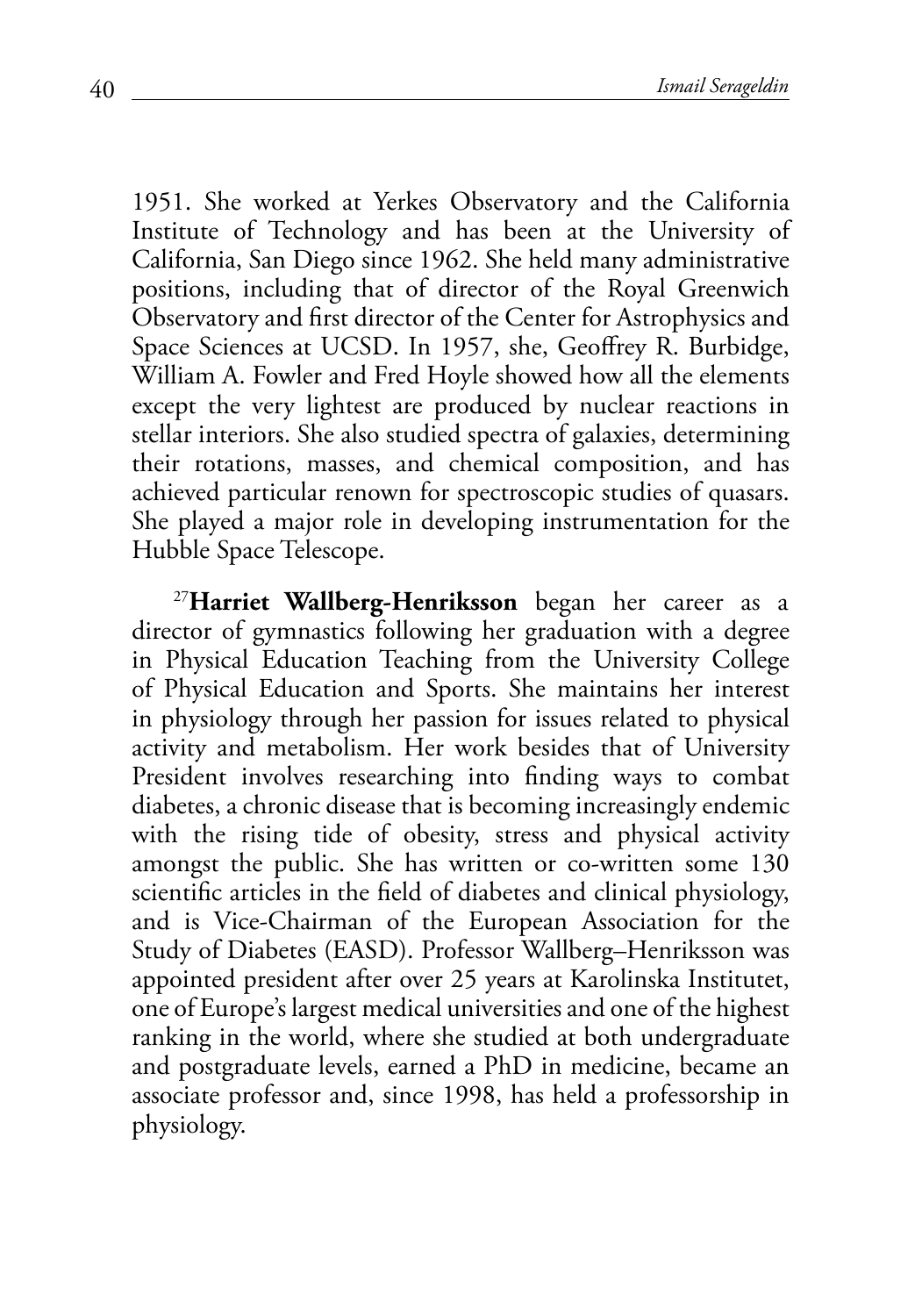1951. She worked at Yerkes Observatory and the California Institute of Technology and has been at the University of California, San Diego since 1962. She held many administrative positions, including that of director of the Royal Greenwich Observatory and first director of the Center for Astrophysics and Space Sciences at UCSD. In 1957, she, Geoffrey R. Burbidge, William A. Fowler and Fred Hoyle showed how all the elements except the very lightest are produced by nuclear reactions in stellar interiors. She also studied spectra of galaxies, determining their rotations, masses, and chemical composition, and has achieved particular renown for spectroscopic studies of quasars. She played a major role in developing instrumentation for the Hubble Space Telescope.

[27]**Harriet Wallberg-Henriksson** began her career as a director of gymnastics following her graduation with a degree in Physical Education Teaching from the University College of Physical Education and Sports. She maintains her interest in physiology through her passion for issues related to physical activity and metabolism. Her work besides that of University President involves researching into finding ways to combat diabetes, a chronic disease that is becoming increasingly endemic with the rising tide of obesity, stress and physical activity amongst the public. She has written or co-written some 130 scientific articles in the field of diabetes and clinical physiology, and is Vice-Chairman of the European Association for the Study of Diabetes (EASD). Professor Wallberg–Henriksson was appointed president after over 25 years at Karolinska Institutet, one of Europe's largest medical universities and one of the highest ranking in the world, where she studied at both undergraduate and postgraduate levels, earned a PhD in medicine, became an associate professor and, since 1998, has held a professorship in physiology.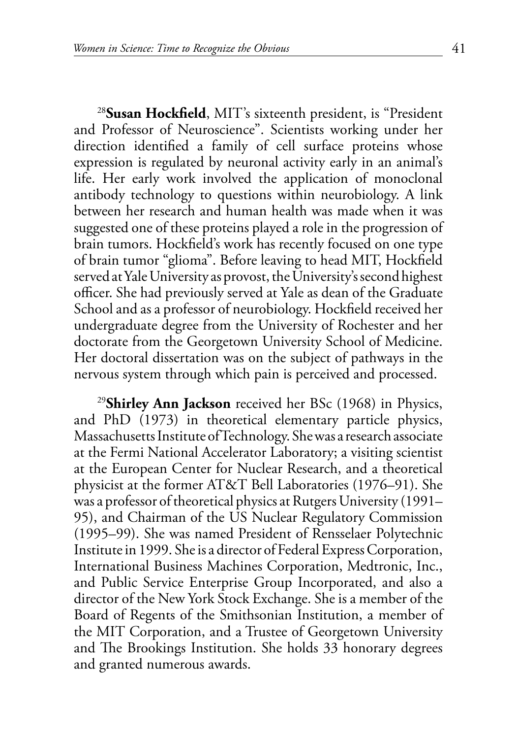[28]**Susan Hockfield**, MIT's sixteenth president, is "President and Professor of Neuroscience". Scientists working under her direction identified a family of cell surface proteins whose expression is regulated by neuronal activity early in an animal's life. Her early work involved the application of monoclonal antibody technology to questions within neurobiology. A link between her research and human health was made when it was suggested one of these proteins played a role in the progression of brain tumors. Hockfield's work has recently focused on one type of brain tumor "glioma". Before leaving to head MIT, Hockfield served at Yale University as provost, the University's second highest officer. She had previously served at Yale as dean of the Graduate School and as a professor of neurobiology. Hockfield received her undergraduate degree from the University of Rochester and her doctorate from the Georgetown University School of Medicine. Her doctoral dissertation was on the subject of pathways in the nervous system through which pain is perceived and processed.

[29]**Shirley Ann Jackson** received her BSc (1968) in Physics, and PhD (1973) in theoretical elementary particle physics, Massachusetts Institute of Technology. She was a research associate at the Fermi National Accelerator Laboratory; a visiting scientist at the European Center for Nuclear Research, and a theoretical physicist at the former AT&T Bell Laboratories (1976–91). She was a professor of theoretical physics at Rutgers University (1991–95), and Chairman of the US Nuclear Regulatory Commission (1995–99). She was named President of Rensselaer Polytechnic Institute in 1999. She is a director of Federal Express Corporation, International Business Machines Corporation, Medtronic, Inc., and Public Service Enterprise Group Incorporated, and also a director of the New York Stock Exchange. She is a member of the Board of Regents of the Smithsonian Institution, a member of the MIT Corporation, and a Trustee of Georgetown University and The Brookings Institution. She holds 33 honorary degrees and granted numerous awards.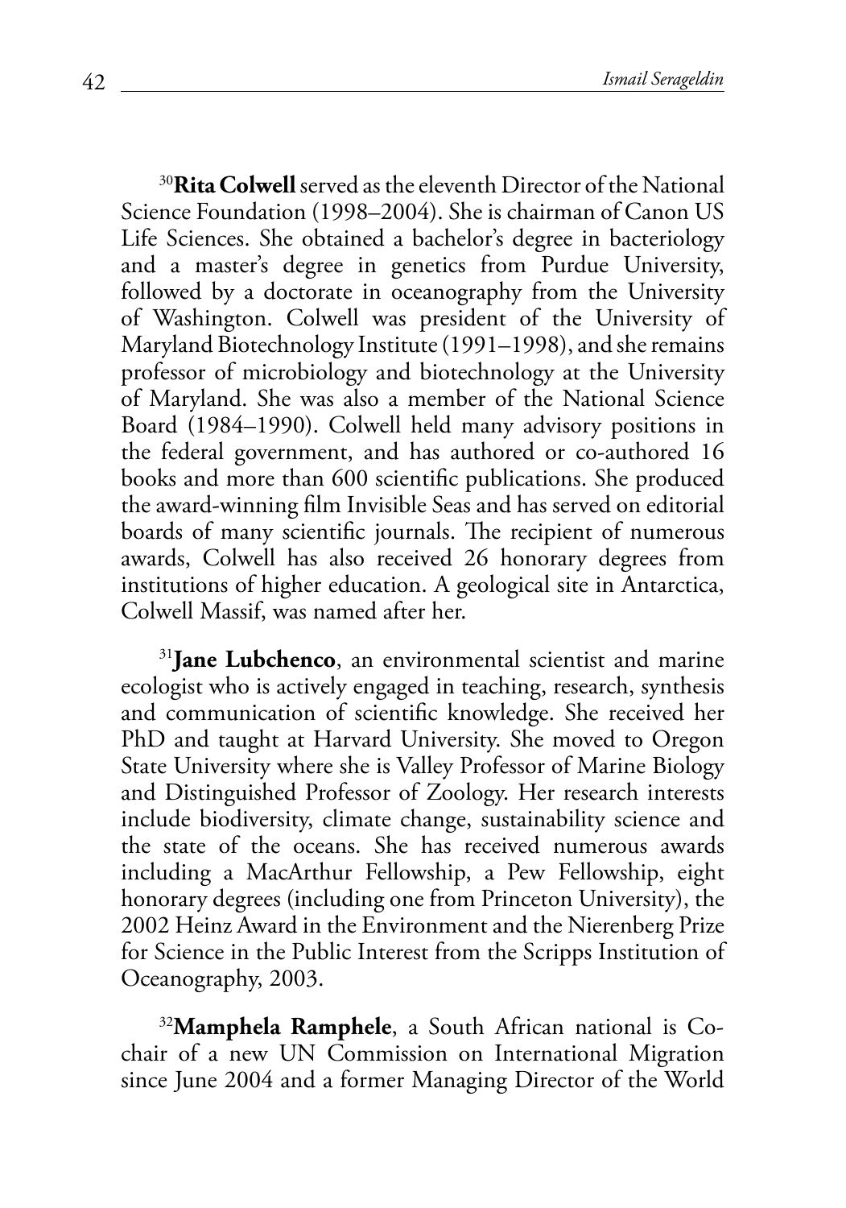[30]**Rita Colwell** served as the eleventh Director of the National Science Foundation (1998–2004). She is chairman of Canon US Life Sciences. She obtained a bachelor's degree in bacteriology and a master's degree in genetics from Purdue University, followed by a doctorate in oceanography from the University of Washington. Colwell was president of the University of Maryland Biotechnology Institute (1991–1998), and she remains professor of microbiology and biotechnology at the University of Maryland. She was also a member of the National Science Board (1984–1990). Colwell held many advisory positions in the federal government, and has authored or co-authored 16 books and more than 600 scientific publications. She produced the award-winning film Invisible Seas and has served on editorial boards of many scientific journals. The recipient of numerous awards, Colwell has also received 26 honorary degrees from institutions of higher education. A geological site in Antarctica, Colwell Massif, was named after her.

[31]**Jane Lubchenco**, an environmental scientist and marine ecologist who is actively engaged in teaching, research, synthesis and communication of scientific knowledge. She received her PhD and taught at Harvard University. She moved to Oregon State University where she is Valley Professor of Marine Biology and Distinguished Professor of Zoology. Her research interests include biodiversity, climate change, sustainability science and the state of the oceans. She has received numerous awards including a MacArthur Fellowship, a Pew Fellowship, eight honorary degrees (including one from Princeton University), the 2002 Heinz Award in the Environment and the Nierenberg Prize for Science in the Public Interest from the Scripps Institution of Oceanography, 2003.

[32]**Mamphela Ramphele**, a South African national is Co-chair of a new UN Commission on International Migration since June 2004 and a former Managing Director of the World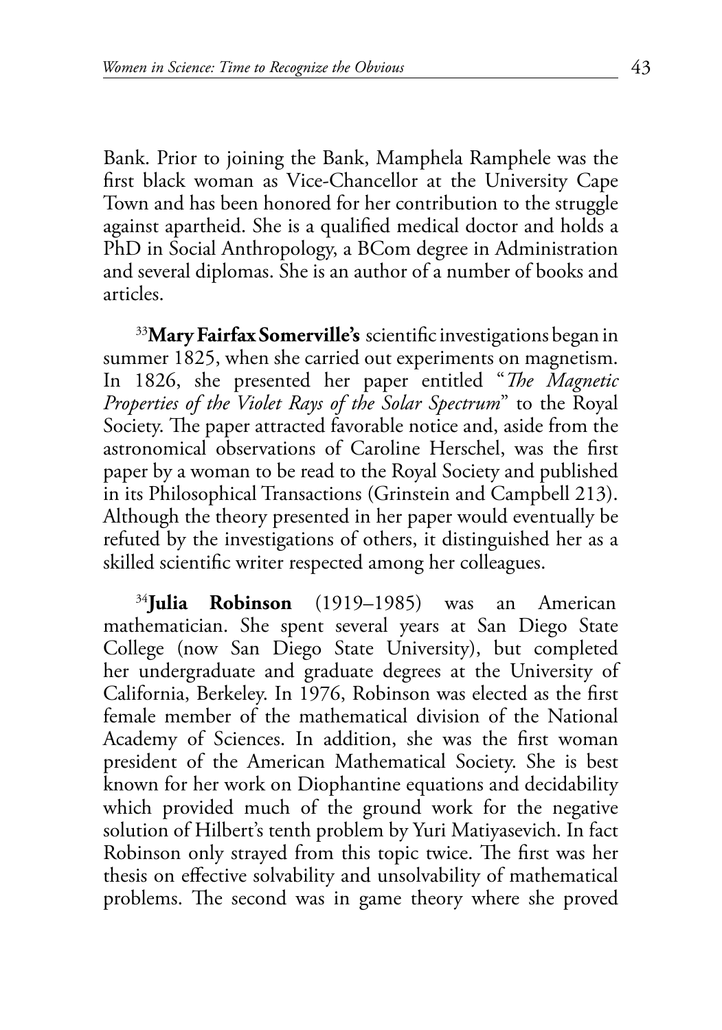Bank. Prior to joining the Bank, Mamphela Ramphele was the first black woman as Vice-Chancellor at the University Cape Town and has been honored for her contribution to the struggle against apartheid. She is a qualified medical doctor and holds a PhD in Social Anthropology, a BCom degree in Administration and several diplomas. She is an author of a number of books and articles.

[33]**Mary Fairfax Somerville's** scientific investigations began in summer 1825, when she carried out experiments on magnetism. In 1826, she presented her paper entitled "*The Magnetic Properties of the Violet Rays of the Solar Spectrum*" to the Royal Society. The paper attracted favorable notice and, aside from the astronomical observations of Caroline Herschel, was the first paper by a woman to be read to the Royal Society and published in its Philosophical Transactions (Grinstein and Campbell 213). Although the theory presented in her paper would eventually be refuted by the investigations of others, it distinguished her as a skilled scientific writer respected among her colleagues.

[34]**Julia Robinson** (1919–1985) was an American mathematician. She spent several years at San Diego State College (now San Diego State University), but completed her undergraduate and graduate degrees at the University of California, Berkeley. In 1976, Robinson was elected as the first female member of the mathematical division of the National Academy of Sciences. In addition, she was the first woman president of the American Mathematical Society. She is best known for her work on Diophantine equations and decidability which provided much of the ground work for the negative solution of Hilbert's tenth problem by Yuri Matiyasevich. In fact Robinson only strayed from this topic twice. The first was her thesis on effective solvability and unsolvability of mathematical problems. The second was in game theory where she proved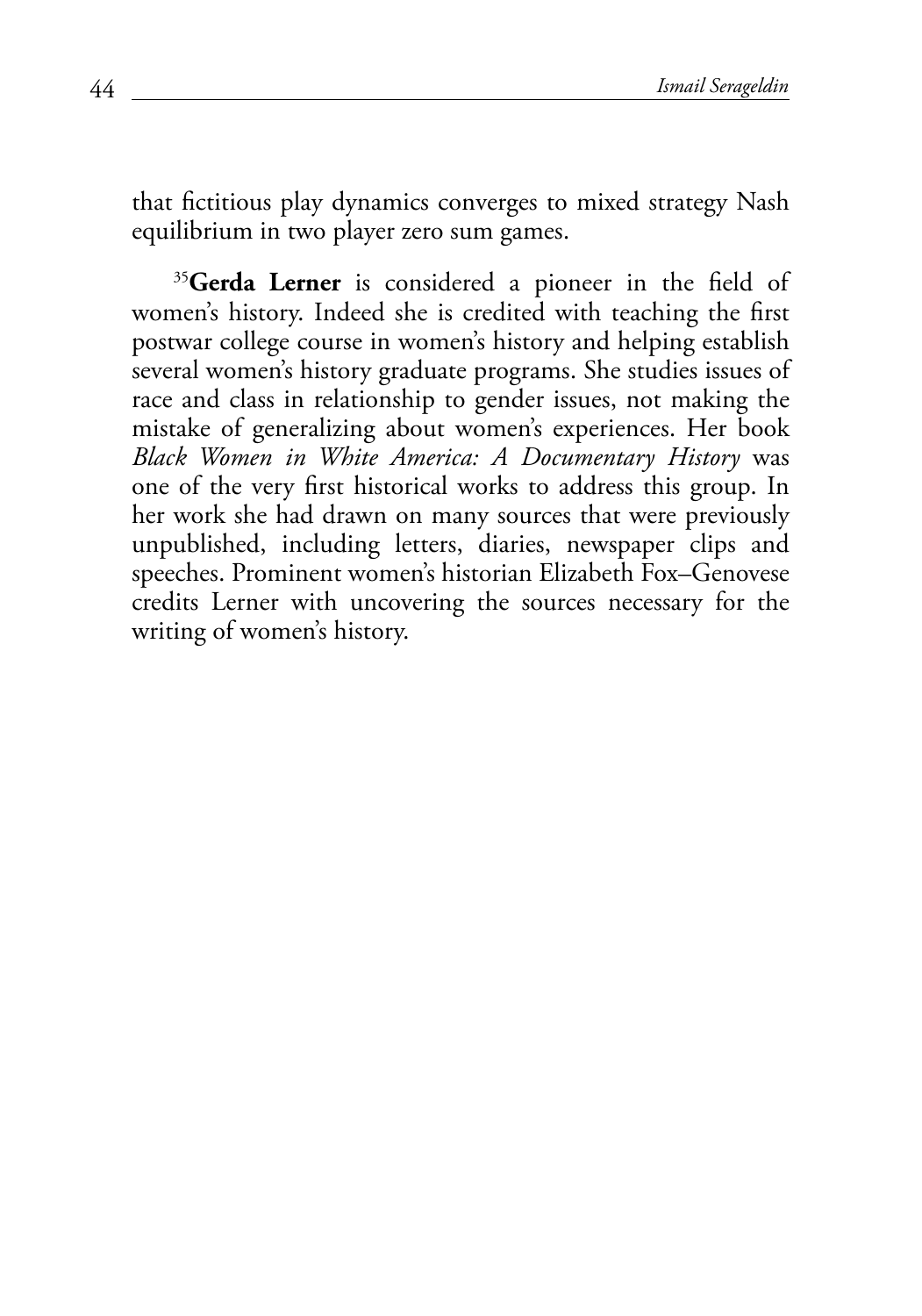that fictitious play dynamics converges to mixed strategy Nash equilibrium in two player zero sum games.

[35]**Gerda Lerner** is considered a pioneer in the field of women's history. Indeed she is credited with teaching the first postwar college course in women's history and helping establish several women's history graduate programs. She studies issues of race and class in relationship to gender issues, not making the mistake of generalizing about women's experiences. Her book *Black Women in White America: A Documentary History* was one of the very first historical works to address this group. In her work she had drawn on many sources that were previously unpublished, including letters, diaries, newspaper clips and speeches. Prominent women's historian Elizabeth Fox–Genovese credits Lerner with uncovering the sources necessary for the writing of women's history.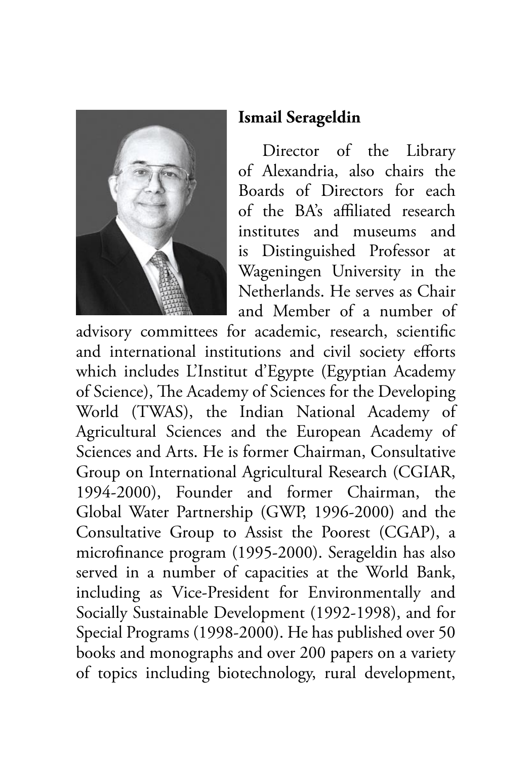**Ismail Serageldin**

Director of the Library of Alexandria, also chairs the Boards of Directors for each of the BA's affiliated research institutes and museums and is Distinguished Professor at Wageningen University in the Netherlands. He serves as Chair and Member of a number of advisory committees for academic, research, scientific and international institutions and civil society efforts which includes L'Institut d'Egypte (Egyptian Academy of Science), The Academy of Sciences for the Developing World (TWAS), the Indian National Academy of Agricultural Sciences and the European Academy of Sciences and Arts. He is former Chairman, Consultative Group on International Agricultural Research (CGIAR, 1994-2000), Founder and former Chairman, the Global Water Partnership (GWP, 1996-2000) and the Consultative Group to Assist the Poorest (CGAP), a microfinance program (1995-2000). Serageldin has also served in a number of capacities at the World Bank, including as Vice-President for Environmentally and Socially Sustainable Development (1992-1998), and for Special Programs (1998-2000). He has published over 50 books and monographs and over 200 papers on a variety of topics including biotechnology, rural development,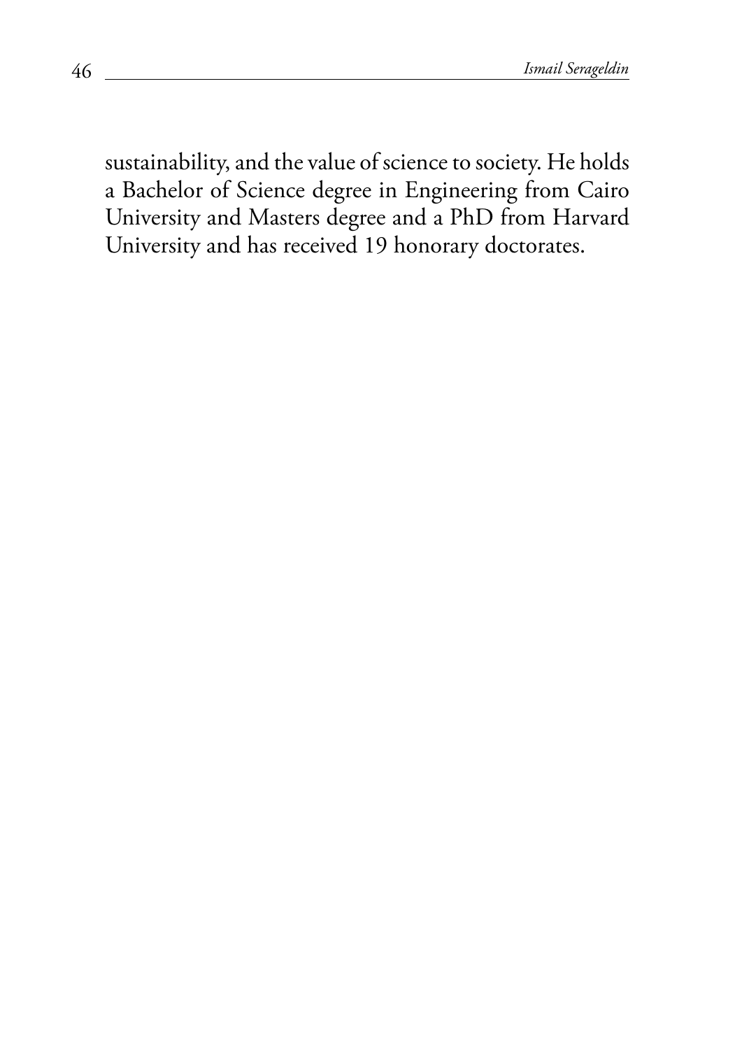sustainability, and the value of science to society. He holds a Bachelor of Science degree in Engineering from Cairo University and Masters degree and a PhD from Harvard University and has received 19 honorary doctorates.